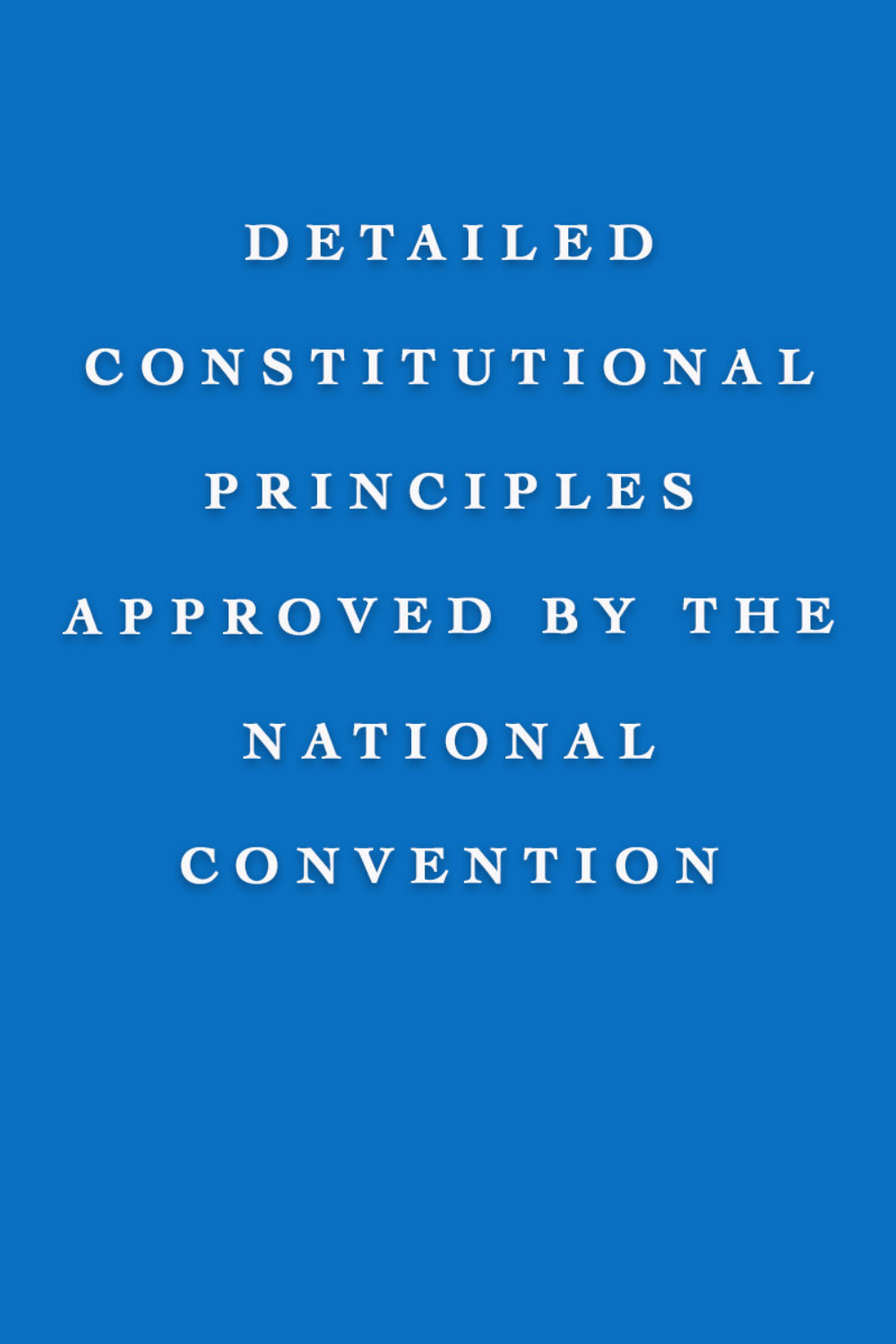# DETAILED CONSTITUTIONAL PRINCIPLES APPROVED BY THE NATIONAL CONVENTION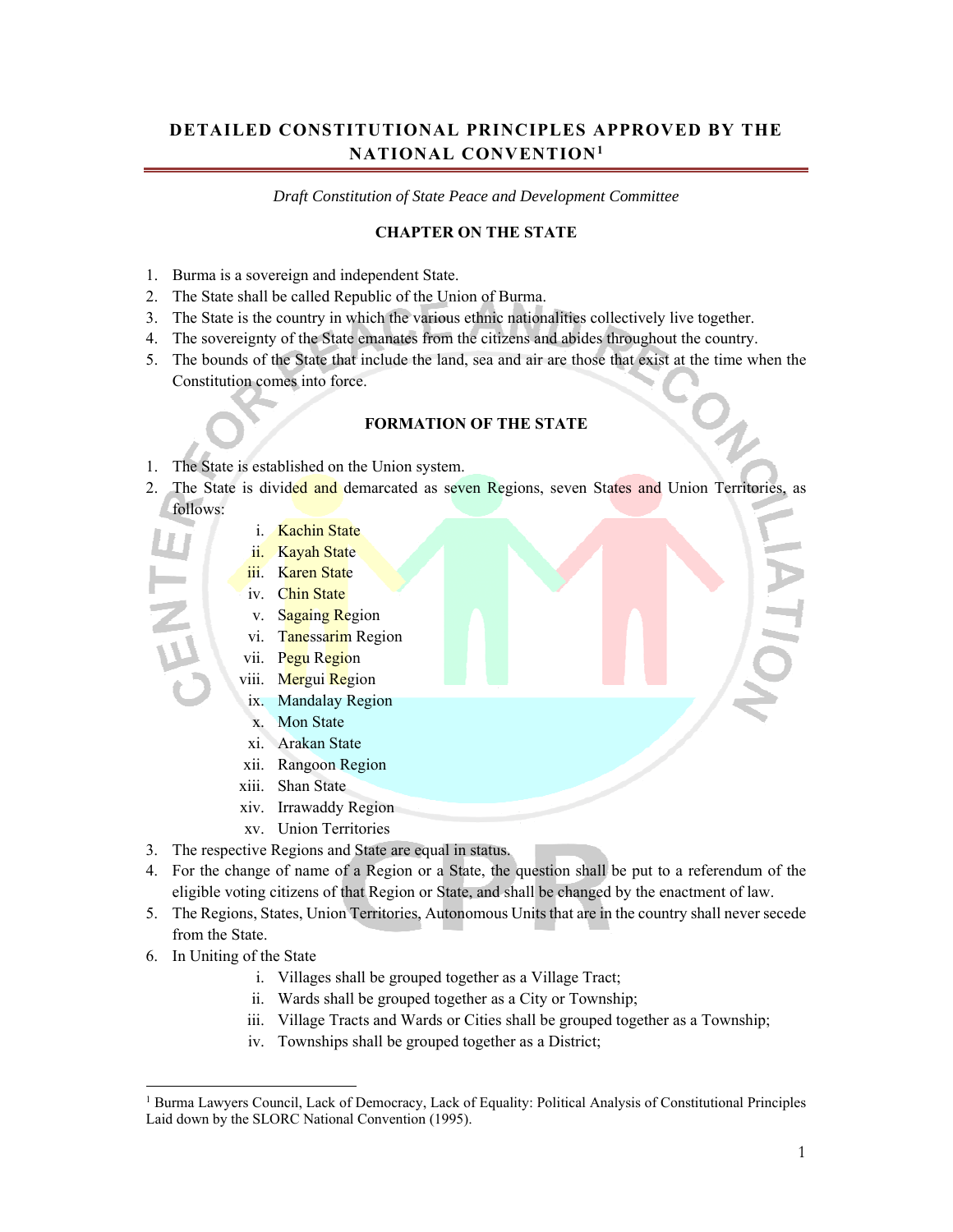## DETAILED CONSTITUTIONAL PRINCIPLES APPROVED BY THE NATIONAL CONVENTION[1]

*Draft Constitution of State Peace and Development Committee*

### CHAPTER ON THE STATE

1. Burma is a sovereign and independent State.
2. The State shall be called Republic of the Union of Burma.
3. The State is the country in which the various ethnic nationalities collectively live together.
4. The sovereignty of the State emanates from the citizens and abides throughout the country.
5. The bounds of the State that include the land, sea and air are those that exist at the time when the Constitution comes into force.

### FORMATION OF THE STATE

1. The State is established on the Union system.
2. The State is divided and demarcated as seven Regions, seven States and Union Territories, as follows:
   - i. Kachin State
   - ii. Kayah State
   - iii. Karen State
   - iv. Chin State
   - v. Sagaing Region
   - vi. Tanessarim Region
   - vii. Pegu Region
   - viii. Mergui Region
   - ix. Mandalay Region
   - x. Mon State
   - xi. Arakan State
   - xii. Rangoon Region
   - xiii. Shan State
   - xiv. Irrawaddy Region
   - xv. Union Territories
3. The respective Regions and State are equal in status.
4. For the change of name of a Region or a State, the question shall be put to a referendum of the eligible voting citizens of that Region or State, and shall be changed by the enactment of law.
5. The Regions, States, Union Territories, Autonomous Units that are in the country shall never secede from the State.
6. In Uniting of the State
   - i. Villages shall be grouped together as a Village Tract;
   - ii. Wards shall be grouped together as a City or Township;
   - iii. Village Tracts and Wards or Cities shall be grouped together as a Township;
   - iv. Townships shall be grouped together as a District;

---

[1] Burma Lawyers Council, Lack of Democracy, Lack of Equality: Political Analysis of Constitutional Principles Laid down by the SLORC National Convention (1995).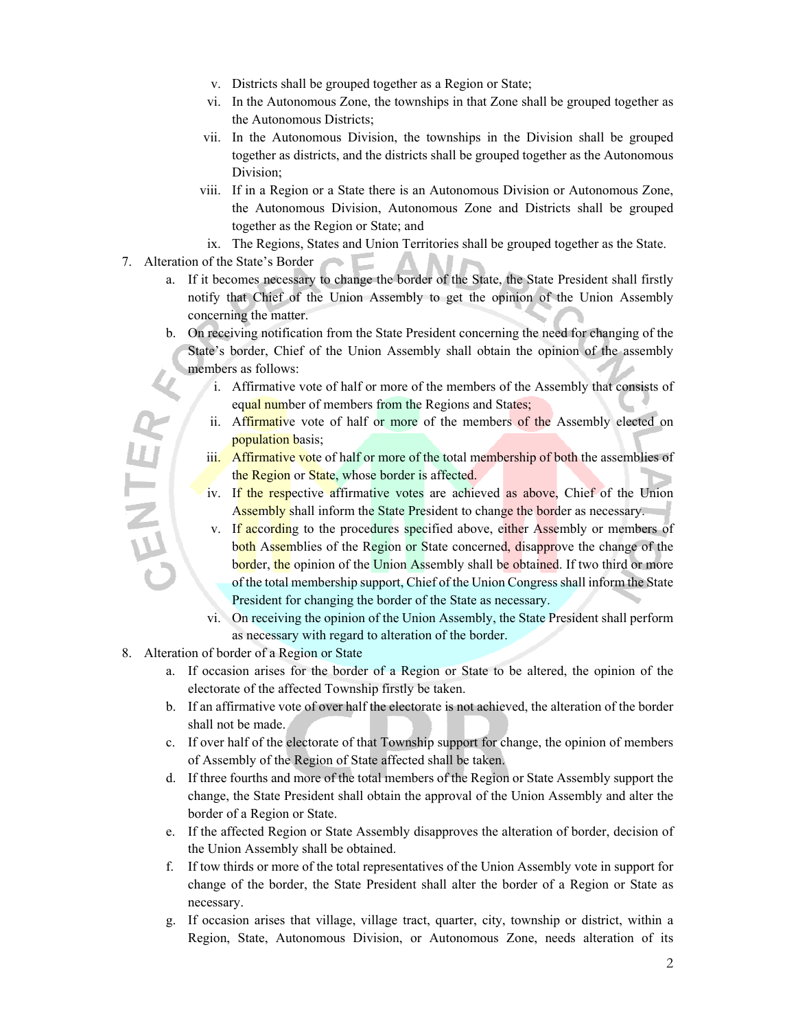v. Districts shall be grouped together as a Region or State;

vi. In the Autonomous Zone, the townships in that Zone shall be grouped together as the Autonomous Districts;

vii. In the Autonomous Division, the townships in the Division shall be grouped together as districts, and the districts shall be grouped together as the Autonomous Division;

viii. If in a Region or a State there is an Autonomous Division or Autonomous Zone, the Autonomous Division, Autonomous Zone and Districts shall be grouped together as the Region or State; and

ix. The Regions, States and Union Territories shall be grouped together as the State.

7. Alteration of the State's Border

   a. If it becomes necessary to change the border of the State, the State President shall firstly notify that Chief of the Union Assembly to get the opinion of the Union Assembly concerning the matter.

   b. On receiving notification from the State President concerning the need for changing of the State's border, Chief of the Union Assembly shall obtain the opinion of the assembly members as follows:

      i. Affirmative vote of half or more of the members of the Assembly that consists of equal number of members from the Regions and States;

      ii. Affirmative vote of half or more of the members of the Assembly elected on population basis;

      iii. Affirmative vote of half or more of the total membership of both the assemblies of the Region or State, whose border is affected.

      iv. If the respective affirmative votes are achieved as above, Chief of the Union Assembly shall inform the State President to change the border as necessary.

      v. If according to the procedures specified above, either Assembly or members of both Assemblies of the Region or State concerned, disapprove the change of the border, the opinion of the Union Assembly shall be obtained. If two third or more of the total membership support, Chief of the Union Congress shall inform the State President for changing the border of the State as necessary.

      vi. On receiving the opinion of the Union Assembly, the State President shall perform as necessary with regard to alteration of the border.

8. Alteration of border of a Region or State

   a. If occasion arises for the border of a Region or State to be altered, the opinion of the electorate of the affected Township firstly be taken.

   b. If an affirmative vote of over half the electorate is not achieved, the alteration of the border shall not be made.

   c. If over half of the electorate of that Township support for change, the opinion of members of Assembly of the Region of State affected shall be taken.

   d. If three fourths and more of the total members of the Region or State Assembly support the change, the State President shall obtain the approval of the Union Assembly and alter the border of a Region or State.

   e. If the affected Region or State Assembly disapproves the alteration of border, decision of the Union Assembly shall be obtained.

   f. If tow thirds or more of the total representatives of the Union Assembly vote in support for change of the border, the State President shall alter the border of a Region or State as necessary.

   g. If occasion arises that village, village tract, quarter, city, township or district, within a Region, State, Autonomous Division, or Autonomous Zone, needs alteration of its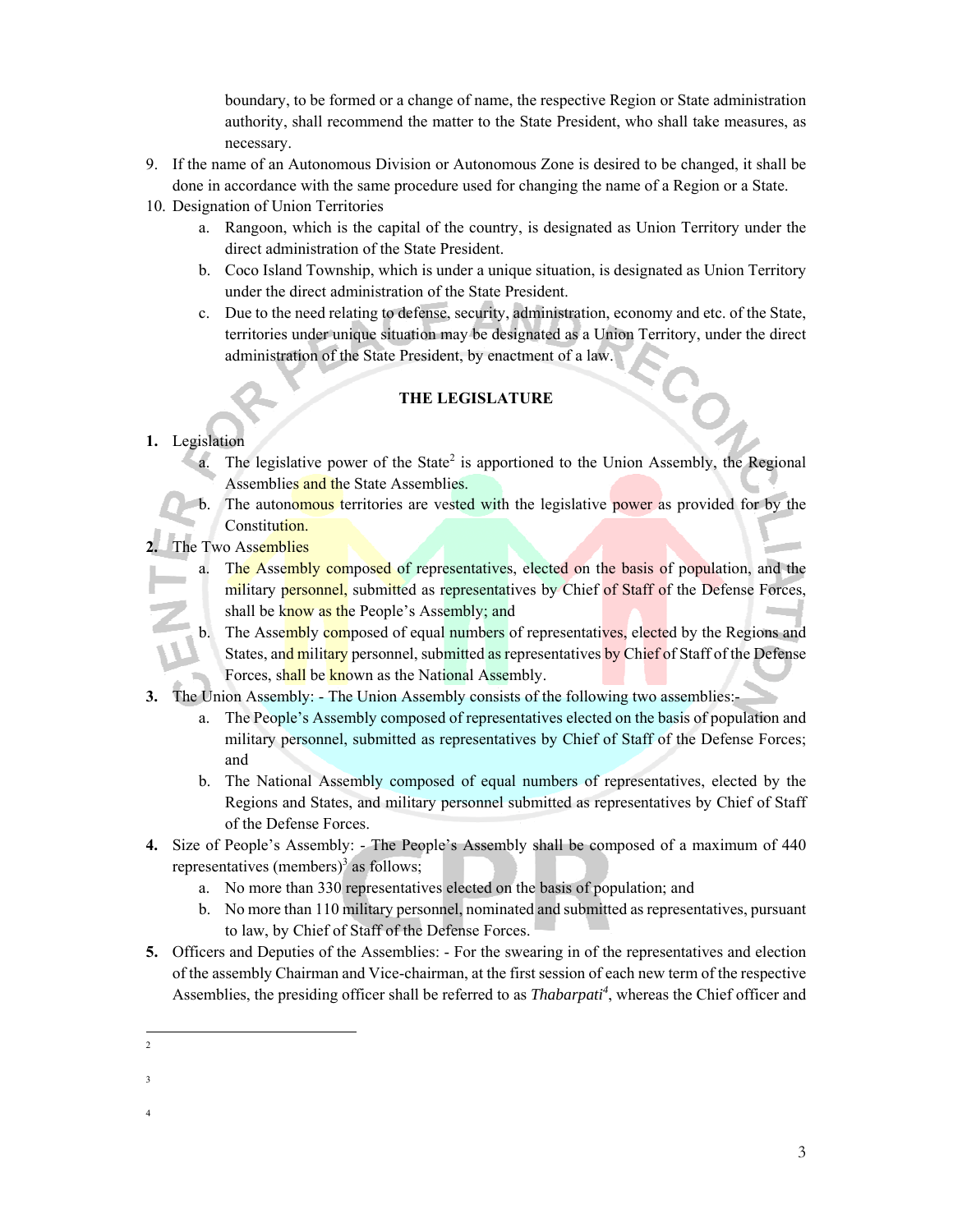boundary, to be formed or a change of name, the respective Region or State administration authority, shall recommend the matter to the State President, who shall take measures, as necessary.

9. If the name of an Autonomous Division or Autonomous Zone is desired to be changed, it shall be done in accordance with the same procedure used for changing the name of a Region or a State.
10. Designation of Union Territories
    a. Rangoon, which is the capital of the country, is designated as Union Territory under the direct administration of the State President.
    b. Coco Island Township, which is under a unique situation, is designated as Union Territory under the direct administration of the State President.
    c. Due to the need relating to defense, security, administration, economy and etc. of the State, territories under unique situation may be designated as a Union Territory, under the direct administration of the State President, by enactment of a law.

## THE LEGISLATURE

**1.** Legislation
   a. The legislative power of the State[2] is apportioned to the Union Assembly, the Regional Assemblies and the State Assemblies.
   b. The autonomous territories are vested with the legislative power as provided for by the Constitution.

**2.** The Two Assemblies
   a. The Assembly composed of representatives, elected on the basis of population, and the military personnel, submitted as representatives by Chief of Staff of the Defense Forces, shall be know as the People's Assembly; and
   b. The Assembly composed of equal numbers of representatives, elected by the Regions and States, and military personnel, submitted as representatives by Chief of Staff of the Defense Forces, shall be known as the National Assembly.

**3.** The Union Assembly: - The Union Assembly consists of the following two assemblies:-
   a. The People's Assembly composed of representatives elected on the basis of population and military personnel, submitted as representatives by Chief of Staff of the Defense Forces; and
   b. The National Assembly composed of equal numbers of representatives, elected by the Regions and States, and military personnel submitted as representatives by Chief of Staff of the Defense Forces.

**4.** Size of People's Assembly: - The People's Assembly shall be composed of a maximum of 440 representatives (members)[3] as follows;
   a. No more than 330 representatives elected on the basis of population; and
   b. No more than 110 military personnel, nominated and submitted as representatives, pursuant to law, by Chief of Staff of the Defense Forces.

**5.** Officers and Deputies of the Assemblies: - For the swearing in of the representatives and election of the assembly Chairman and Vice-chairman, at the first session of each new term of the respective Assemblies, the presiding officer shall be referred to as *Thabarpati*[4], whereas the Chief officer and

---

2

3

4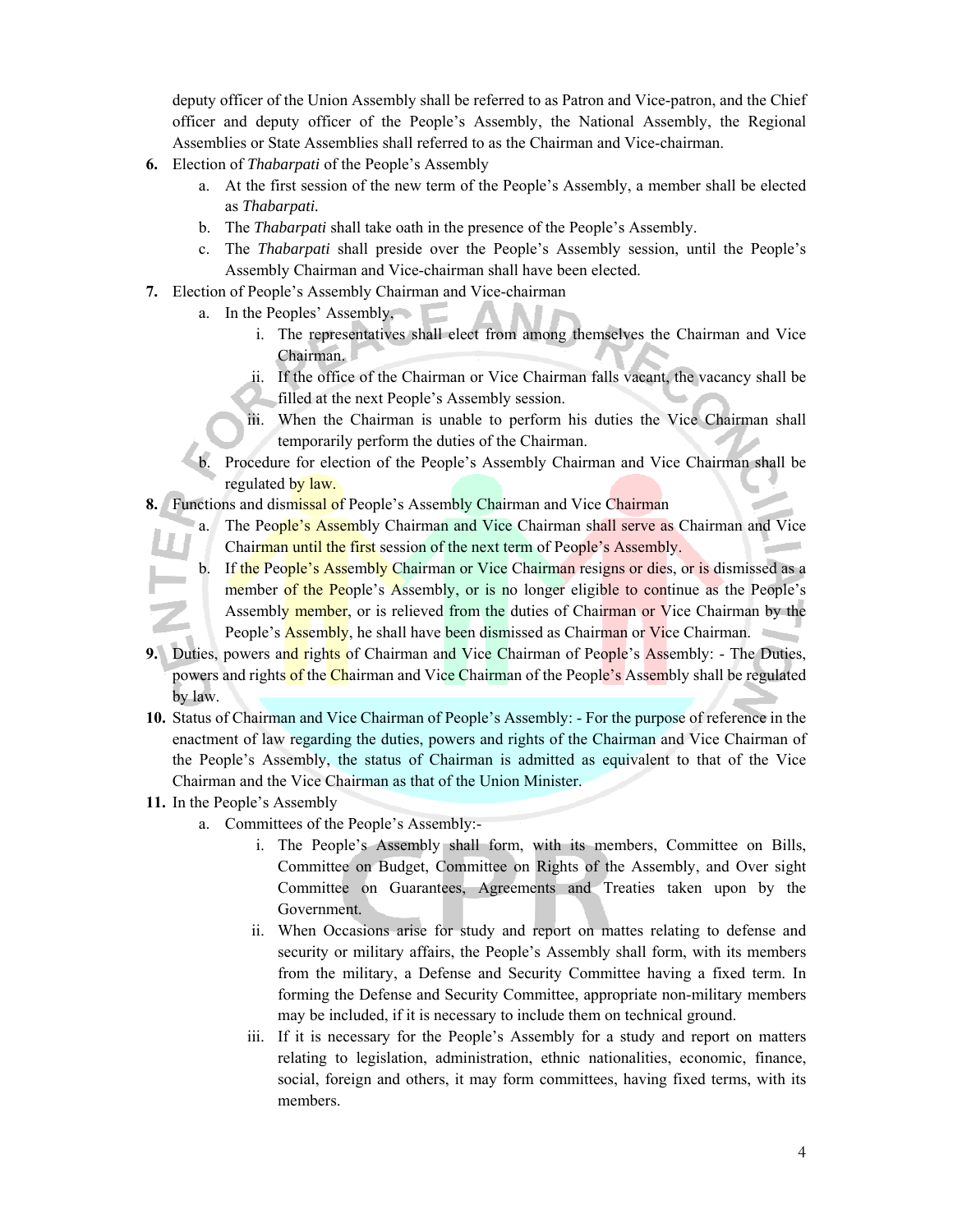deputy officer of the Union Assembly shall be referred to as Patron and Vice-patron, and the Chief officer and deputy officer of the People's Assembly, the National Assembly, the Regional Assemblies or State Assemblies shall referred to as the Chairman and Vice-chairman.

**6.** Election of *Thabarpati* of the People's Assembly

a. At the first session of the new term of the People's Assembly, a member shall be elected as ***Thabarpati.***

b. The *Thabarpati* shall take oath in the presence of the People's Assembly.

c. The *Thabarpati* shall preside over the People's Assembly session, until the People's Assembly Chairman and Vice-chairman shall have been elected.

**7.** Election of People's Assembly Chairman and Vice-chairman

a. In the Peoples' Assembly,

  i. The representatives shall elect from among themselves the Chairman and Vice Chairman.

  ii. If the office of the Chairman or Vice Chairman falls vacant, the vacancy shall be filled at the next People's Assembly session.

  iii. When the Chairman is unable to perform his duties the Vice Chairman shall temporarily perform the duties of the Chairman.

b. Procedure for election of the People's Assembly Chairman and Vice Chairman shall be regulated by law.

**8.** Functions and dismissal of People's Assembly Chairman and Vice Chairman

a. The People's Assembly Chairman and Vice Chairman shall serve as Chairman and Vice Chairman until the first session of the next term of People's Assembly.

b. If the People's Assembly Chairman or Vice Chairman resigns or dies, or is dismissed as a member of the People's Assembly, or is no longer eligible to continue as the People's Assembly member, or is relieved from the duties of Chairman or Vice Chairman by the People's Assembly, he shall have been dismissed as Chairman or Vice Chairman.

**9.** Duties, powers and rights of Chairman and Vice Chairman of People's Assembly: - The Duties, powers and rights of the Chairman and Vice Chairman of the People's Assembly shall be regulated by law.

**10.** Status of Chairman and Vice Chairman of People's Assembly: - For the purpose of reference in the enactment of law regarding the duties, powers and rights of the Chairman and Vice Chairman of the People's Assembly, the status of Chairman is admitted as equivalent to that of the Vice Chairman and the Vice Chairman as that of the Union Minister.

**11.** In the People's Assembly

a. Committees of the People's Assembly:-

  i. The People's Assembly shall form, with its members, Committee on Bills, Committee on Budget, Committee on Rights of the Assembly, and Over sight Committee on Guarantees, Agreements and Treaties taken upon by the Government.

  ii. When Occasions arise for study and report on mattes relating to defense and security or military affairs, the People's Assembly shall form, with its members from the military, a Defense and Security Committee having a fixed term. In forming the Defense and Security Committee, appropriate non-military members may be included, if it is necessary to include them on technical ground.

  iii. If it is necessary for the People's Assembly for a study and report on matters relating to legislation, administration, ethnic nationalities, economic, finance, social, foreign and others, it may form committees, having fixed terms, with its members.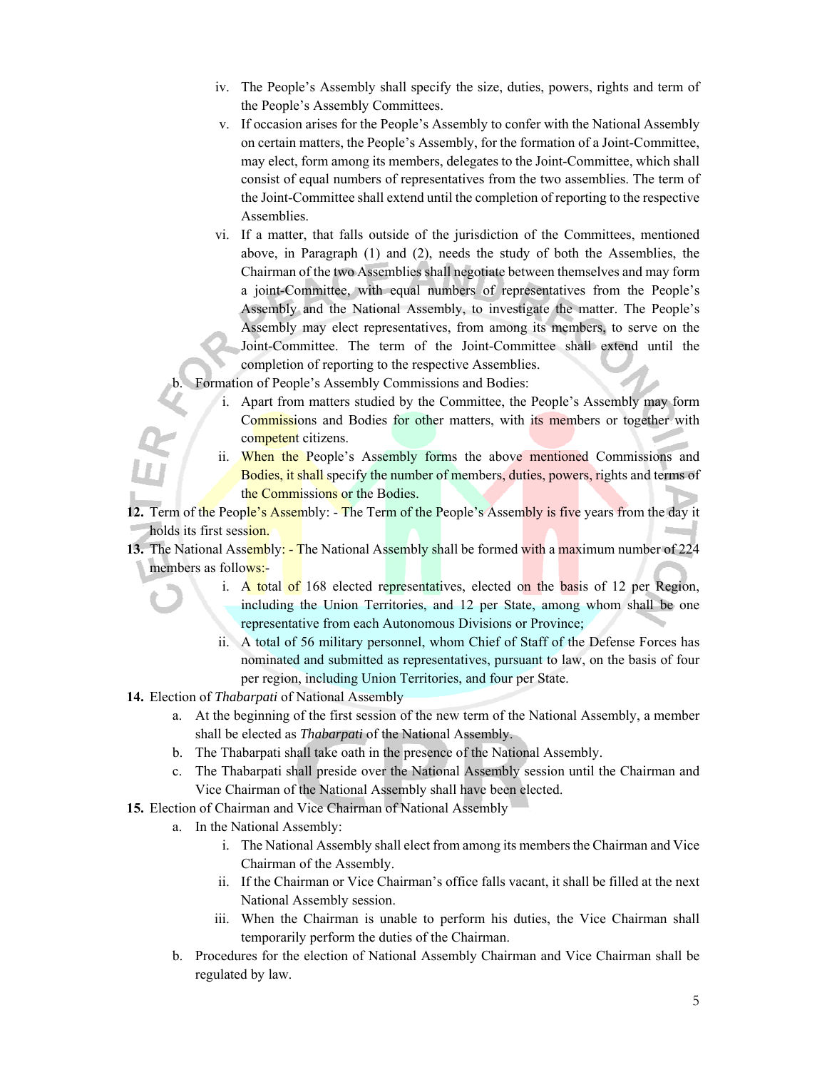iv. The People's Assembly shall specify the size, duties, powers, rights and term of the People's Assembly Committees.

   v. If occasion arises for the People's Assembly to confer with the National Assembly on certain matters, the People's Assembly, for the formation of a Joint-Committee, may elect, form among its members, delegates to the Joint-Committee, which shall consist of equal numbers of representatives from the two assemblies. The term of the Joint-Committee shall extend until the completion of reporting to the respective Assemblies.

   vi. If a matter, that falls outside of the jurisdiction of the Committees, mentioned above, in Paragraph (1) and (2), needs the study of both the Assemblies, the Chairman of the two Assemblies shall negotiate between themselves and may form a joint-Committee, with equal numbers of representatives from the People's Assembly and the National Assembly, to investigate the matter. The People's Assembly may elect representatives, from among its members, to serve on the Joint-Committee. The term of the Joint-Committee shall extend until the completion of reporting to the respective Assemblies.

b. Formation of People's Assembly Commissions and Bodies:

   i. Apart from matters studied by the Committee, the People's Assembly may form Commissions and Bodies for other matters, with its members or together with competent citizens.

   ii. When the People's Assembly forms the above mentioned Commissions and Bodies, it shall specify the number of members, duties, powers, rights and terms of the Commissions or the Bodies.

**12.** Term of the People's Assembly: - The Term of the People's Assembly is five years from the day it holds its first session.

**13.** The National Assembly: - The National Assembly shall be formed with a maximum number of 224 members as follows:-

   i. A total of 168 elected representatives, elected on the basis of 12 per Region, including the Union Territories, and 12 per State, among whom shall be one representative from each Autonomous Divisions or Province;

   ii. A total of 56 military personnel, whom Chief of Staff of the Defense Forces has nominated and submitted as representatives, pursuant to law, on the basis of four per region, including Union Territories, and four per State.

**14.** Election of *Thabarpati* of National Assembly

   a. At the beginning of the first session of the new term of the National Assembly, a member shall be elected as *Thabarpati* of the National Assembly.

   b. The Thabarpati shall take oath in the presence of the National Assembly.

   c. The Thabarpati shall preside over the National Assembly session until the Chairman and Vice Chairman of the National Assembly shall have been elected.

**15.** Election of Chairman and Vice Chairman of National Assembly

   a. In the National Assembly:

      i. The National Assembly shall elect from among its members the Chairman and Vice Chairman of the Assembly.

      ii. If the Chairman or Vice Chairman's office falls vacant, it shall be filled at the next National Assembly session.

      iii. When the Chairman is unable to perform his duties, the Vice Chairman shall temporarily perform the duties of the Chairman.

   b. Procedures for the election of National Assembly Chairman and Vice Chairman shall be regulated by law.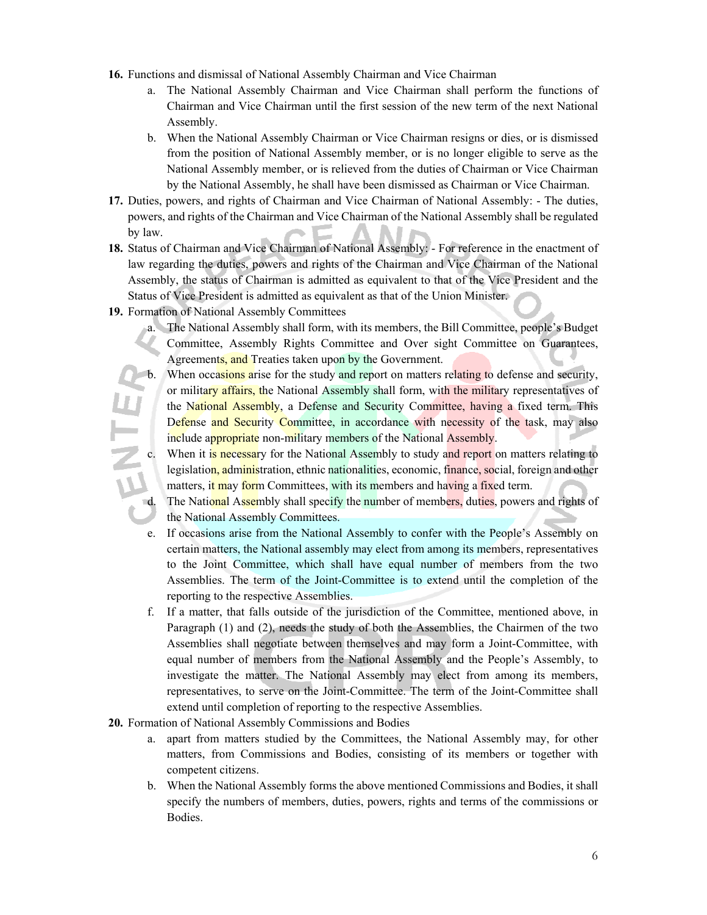**16.** Functions and dismissal of National Assembly Chairman and Vice Chairman

a. The National Assembly Chairman and Vice Chairman shall perform the functions of Chairman and Vice Chairman until the first session of the new term of the next National Assembly.

b. When the National Assembly Chairman or Vice Chairman resigns or dies, or is dismissed from the position of National Assembly member, or is no longer eligible to serve as the National Assembly member, or is relieved from the duties of Chairman or Vice Chairman by the National Assembly, he shall have been dismissed as Chairman or Vice Chairman.

**17.** Duties, powers, and rights of Chairman and Vice Chairman of National Assembly: - The duties, powers, and rights of the Chairman and Vice Chairman of the National Assembly shall be regulated by law.

**18.** Status of Chairman and Vice Chairman of National Assembly: - For reference in the enactment of law regarding the duties, powers and rights of the Chairman and Vice Chairman of the National Assembly, the status of Chairman is admitted as equivalent to that of the Vice President and the Status of Vice President is admitted as equivalent as that of the Union Minister.

**19.** Formation of National Assembly Committees

a. The National Assembly shall form, with its members, the Bill Committee, people's Budget Committee, Assembly Rights Committee and Over sight Committee on Guarantees, Agreements, and Treaties taken upon by the Government.

b. When occasions arise for the study and report on matters relating to defense and secrity, or military affairs, the National Assembly shall form, with the military representatives of the National Assembly, a Defense and Security Committee, having a fixed term. This Defense and Security Committee, in accordance with necessity of the task, may also include appropriate non-military members of the National Assembly.

c. When it is necessary for the National Assembly to study and report on matters relating to legislation, administration, ethnic nationalities, economic, finance, social, foreign and other matters, it may form Committees, with its members and having a fixed term.

d. The National Assembly shall specify the number of members, duties, powers and rights of the National Assembly Committees.

e. If occasions arise from the National Assembly to confer with the People's Assembly on certain matters, the National assembly may elect from among its members, representatives to the Joint Committee, which shall have equal number of members from the two Assemblies. The term of the Joint-Committee is to extend until the completion of the reporting to the respective Assemblies.

f. If a matter, that falls outside of the jurisdiction of the Committee, mentioned above, in Paragraph (1) and (2), needs the study of both the Assemblies, the Chairmen of the two Assemblies shall negotiate between themselves and may form a Joint-Committee, with equal number of members from the National Assembly and the People's Assembly, to investigate the matter. The National Assembly may elect from among its members, representatives, to serve on the Joint-Committee. The term of the Joint-Committee shall extend until completion of reporting to the respective Assemblies.

**20.** Formation of National Assembly Commissions and Bodies

a. apart from matters studied by the Committees, the National Assembly may, for other matters, from Commissions and Bodies, consisting of its members or together with competent citizens.

b. When the National Assembly forms the above mentioned Commissions and Bodies, it shall specify the numbers of members, duties, powers, rights and terms of the commissions or Bodies.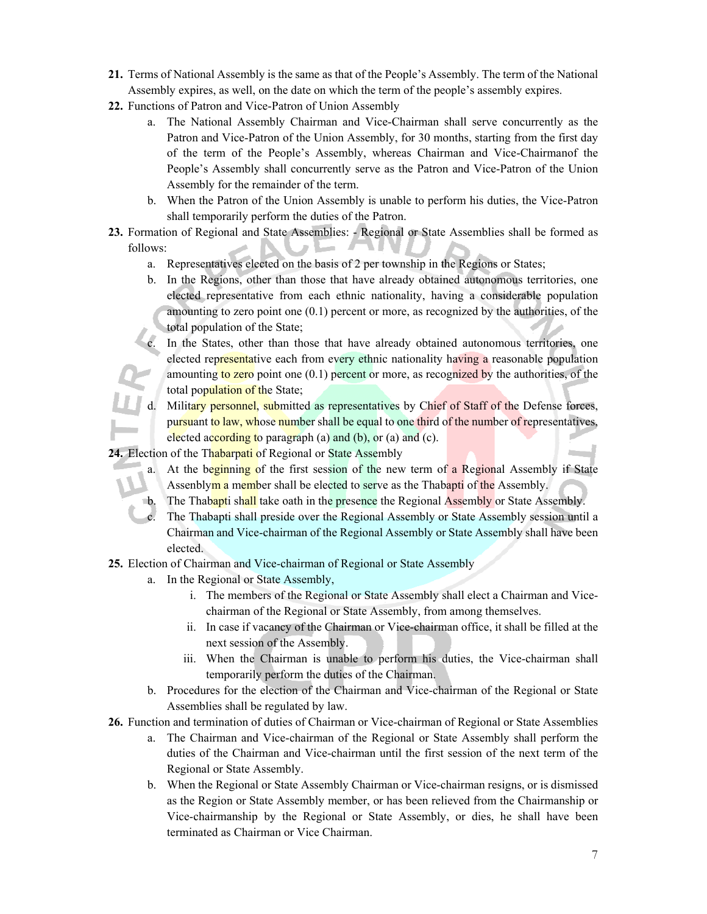21. Terms of National Assembly is the same as that of the People's Assembly. The term of the National Assembly expires, as well, on the date on which the term of the people's assembly expires.
22. Functions of Patron and Vice-Patron of Union Assembly
    a. The National Assembly Chairman and Vice-Chairman shall serve concurrently as the Patron and Vice-Patron of the Union Assembly, for 30 months, starting from the first day of the term of the People's Assembly, whereas Chairman and Vice-Chairmanof the People's Assembly shall concurrently serve as the Patron and Vice-Patron of the Union Assembly for the remainder of the term.
    b. When the Patron of the Union Assembly is unable to perform his duties, the Vice-Patron shall temporarily perform the duties of the Patron.
23. Formation of Regional and State Assemblies: - Regional or State Assemblies shall be formed as follows:
    a. Representatives elected on the basis of 2 per township in the Regions or States;
    b. In the Regions, other than those that have already obtained autonomous territories, one elected representative from each ethnic nationality, having a considerable population amounting to zero point one (0.1) percent or more, as recognized by the authorities, of the total population of the State;
    c. In the States, other than those that have already obtained autonomous territories, one elected representative each from every ethnic nationality having a reasonable population amounting to zero point one (0.1) percent or more, as recognized by the authorities, of the total population of the State;
    d. Military personnel, submitted as representatives by Chief of Staff of the Defense forces, pursuant to law, whose number shall be equal to one third of the number of representatives, elected according to paragraph (a) and (b), or (a) and (c).
24. Election of the Thabarpati of Regional or State Assembly
    a. At the beginning of the first session of the new term of a Regional Assembly if State Assenblym a member shall be elected to serve as the Thabapti of the Assembly.
    b. The Thabapti shall take oath in the presence the Regional Assembly or State Assembly.
    c. The Thabapti shall preside over the Regional Assembly or State Assembly session until a Chairman and Vice-chairman of the Regional Assembly or State Assembly shall have been elected.
25. Election of Chairman and Vice-chairman of Regional or State Assembly
    a. In the Regional or State Assembly,
        i. The members of the Regional or State Assembly shall elect a Chairman and Vice-chairman of the Regional or State Assembly, from among themselves.
        ii. In case if vacancy of the Chairman or Vice-chairman office, it shall be filled at the next session of the Assembly.
        iii. When the Chairman is unable to perform his duties, the Vice-chairman shall temporarily perform the duties of the Chairman.
    b. Procedures for the election of the Chairman and Vice-chairman of the Regional or State Assemblies shall be regulated by law.
26. Function and termination of duties of Chairman or Vice-chairman of Regional or State Assemblies
    a. The Chairman and Vice-chairman of the Regional or State Assembly shall perform the duties of the Chairman and Vice-chairman until the first session of the next term of the Regional or State Assembly.
    b. When the Regional or State Assembly Chairman or Vice-chairman resigns, or is dismissed as the Region or State Assembly member, or has been relieved from the Chairmanship or Vice-chairmanship by the Regional or State Assembly, or dies, he shall have been terminated as Chairman or Vice Chairman.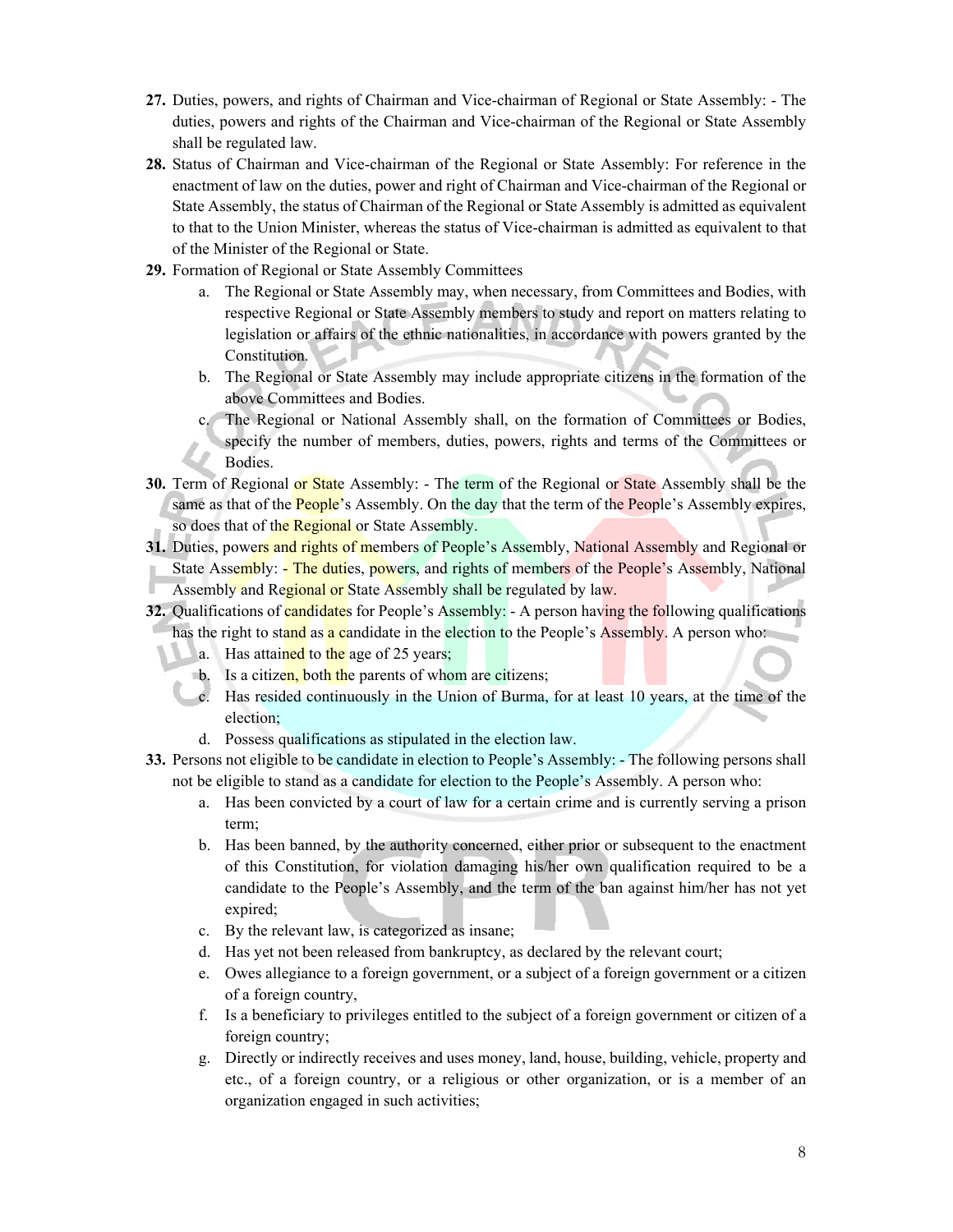**27.** Duties, powers, and rights of Chairman and Vice-chairman of Regional or State Assembly: - The duties, powers and rights of the Chairman and Vice-chairman of the Regional or State Assembly shall be regulated law.

**28.** Status of Chairman and Vice-chairman of the Regional or State Assembly: For reference in the enactment of law on the duties, power and right of Chairman and Vice-chairman of the Regional or State Assembly, the status of Chairman of the Regional or State Assembly is admitted as equivalent to that to the Union Minister, whereas the status of Vice-chairman is admitted as equivalent to that of the Minister of the Regional or State.

**29.** Formation of Regional or State Assembly Committees

a. The Regional or State Assembly may, when necessary, from Committees and Bodies, with respective Regional or State Assembly members to study and report on matters relating to legislation or affairs of the ethnic nationalities, in accordance with powers granted by the Constitution.

b. The Regional or State Assembly may include appropriate citizens in the formation of the above Committees and Bodies.

c. The Regional or National Assembly shall, on the formation of Committees or Bodies, specify the number of members, duties, powers, rights and terms of the Committees or Bodies.

**30.** Term of Regional or State Assembly: - The term of the Regional or State Assembly shall be the same as that of the People's Assembly. On the day that the term of the People's Assembly expires, so does that of the Regional or State Assembly.

**31.** Duties, powers and rights of members of People's Assembly, National Assembly and Regional or State Assembly: - The duties, powers, and rights of members of the People's Assembly, National Assembly and Regional or State Assembly shall be regulated by law.

**32.** Qualifications of candidates for People's Assembly: - A person having the following qualifications has the right to stand as a candidate in the election to the People's Assembly. A person who:

a. Has attained to the age of 25 years;

b. Is a citizen, both the parents of whom are citizens;

c. Has resided continuously in the Union of Burma, for at least 10 years, at the time of the election;

d. Possess qualifications as stipulated in the election law.

**33.** Persons not eligible to be candidate in election to People's Assembly: - The following persons shall not be eligible to stand as a candidate for election to the People's Assembly. A person who:

a. Has been convicted by a court of law for a certain crime and is currently serving a prison term;

b. Has been banned, by the authority concerned, either prior or subsequent to the enactment of this Constitution, for violation damaging his/her own qualification required to be a candidate to the People's Assembly, and the term of the ban against him/her has not yet expired;

c. By the relevant law, is categorized as insane;

d. Has yet not been released from bankruptcy, as declared by the relevant court;

e. Owes allegiance to a foreign government, or a subject of a foreign government or a citizen of a foreign country,

f. Is a beneficiary to privileges entitled to the subject of a foreign government or citizen of a foreign country;

g. Directly or indirectly receives and uses money, land, house, building, vehicle, property and etc., of a foreign country, or a religious or other organization, or is a member of an organization engaged in such activities;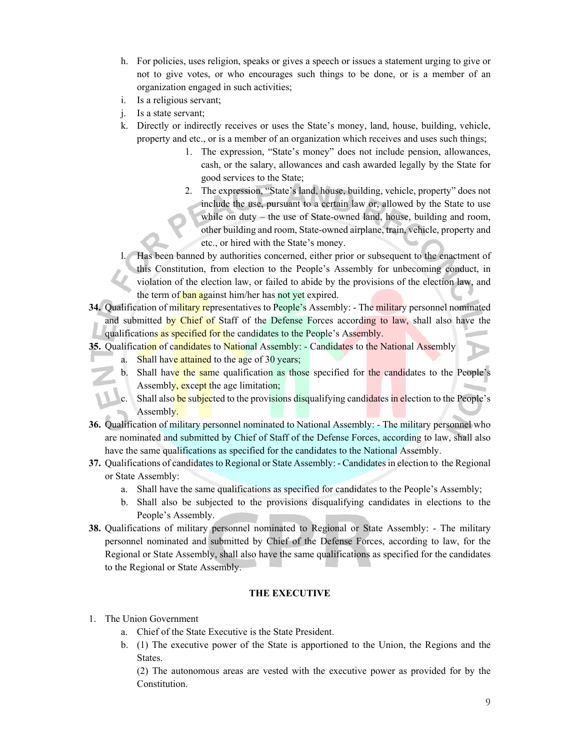h. For policies, uses religion, speaks or gives a speech or issues a statement urging to give or not to give votes, or who encourages such things to be done, or is a member of an organization engaged in such activities;
i. Is a religious servant;
j. Is a state servant;
k. Directly or indirectly receives or uses the State's money, land, house, building, vehicle, property and etc., or is a member of an organization which receives and uses such things;
    1. The expression, "State's money" does not include pension, allowances, cash, or the salary, allowances and cash awarded legally by the State for good services to the State;
    2. The expression, "State's land, house, building, vehicle, property" does not include the use, pursuant to a certain law or, allowed by the State to use while on duty – the use of State-owned land, house, building and room, other building and room, State-owned airplane, train, vehicle, property and etc., or hired with the State's money.
l. Has been banned by authorities concerned, either prior or subsequent to the enactment of this Constitution, from election to the People's Assembly for unbecoming conduct, in violation of the election law, or failed to abide by the provisions of the election law, and the term of ban against him/her has not yet expired.

**34.** Qualification of military representatives to People's Assembly: - The military personnel nominated and submitted by Chief of Staff of the Defense Forces according to law, shall also have the qualifications as specified for the candidates to the People's Assembly.

**35.** Qualification of candidates to National Assembly: - Candidates to the National Assembly
a. Shall have attained to the age of 30 years;
b. Shall have the same qualification as those specified for the candidates to the People's Assembly, except the age limitation;
c. Shall also be subjected to the provisions disqualifying candidates in election to the People's Assembly.

**36.** Qualification of military personnel nominated to National Assembly: - The military personnel who are nominated and submitted by Chief of Staff of the Defense Forces, according to law, shall also have the same qualifications as specified for the candidates to the National Assembly.

**37.** Qualifications of candidates to Regional or State Assembly: - Candidates in election to the Regional or State Assembly:
a. Shall have the same qualifications as specified for candidates to the People's Assembly;
b. Shall also be subjected to the provisions disqualifying candidates in elections to the People's Assembly.

**38.** Qualifications of military personnel nominated to Regional or State Assembly: - The military personnel nominated and submitted by Chief of the Defense Forces, according to law, for the Regional or State Assembly, shall also have the same qualifications as specified for the candidates to the Regional or State Assembly.

## THE EXECUTIVE

1. The Union Government
    a. Chief of the State Executive is the State President.
    b. (1) The executive power of the State is apportioned to the Union, the Regions and the States.

       (2) The autonomous areas are vested with the executive power as provided for by the Constitution.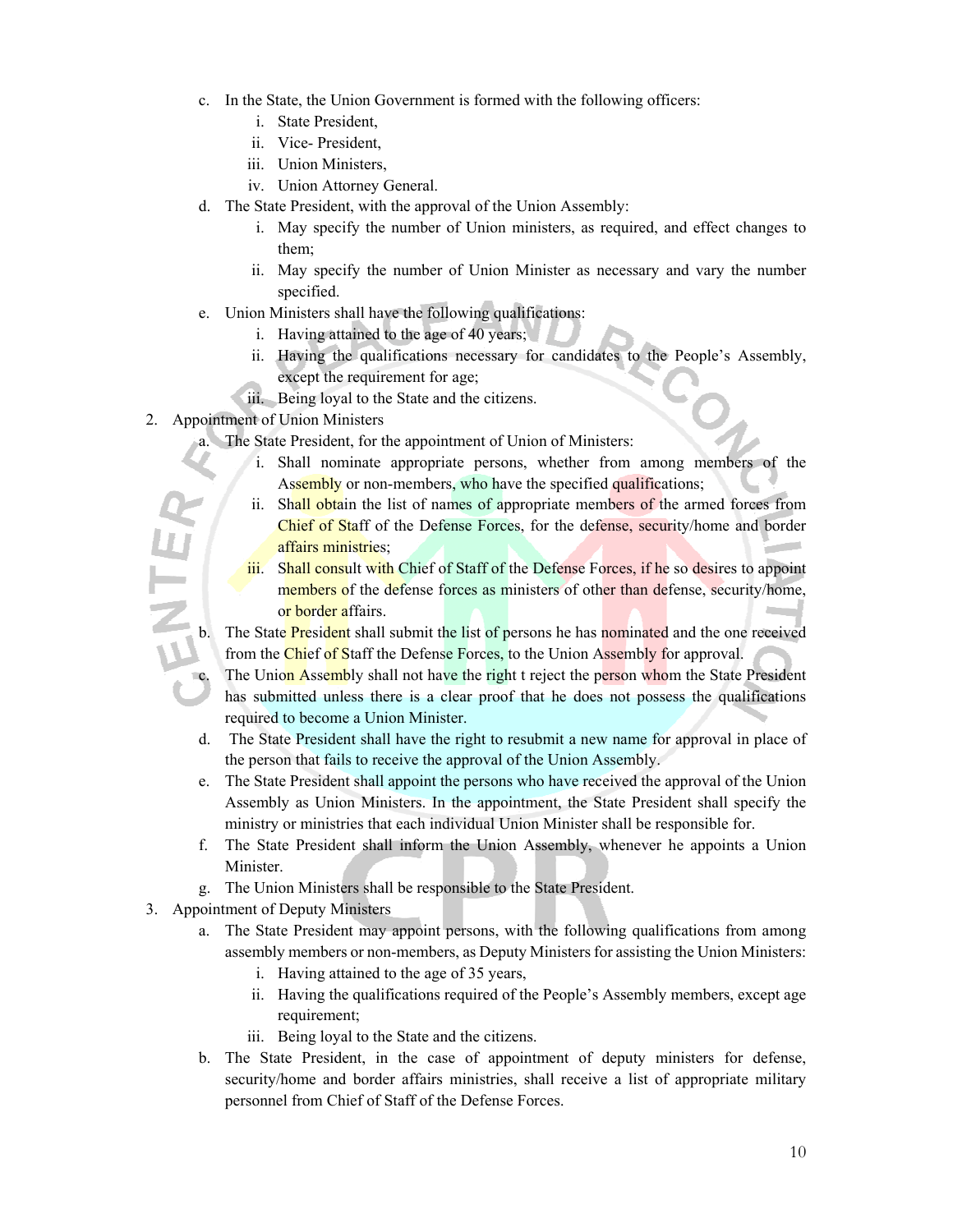c. In the State, the Union Government is formed with the following officers:
   i. State President,
   ii. Vice- President,
   iii. Union Ministers,
   iv. Union Attorney General.

d. The State President, with the approval of the Union Assembly:
   i. May specify the number of Union ministers, as required, and effect changes to them;
   ii. May specify the number of Union Minister as necessary and vary the number specified.

e. Union Ministers shall have the following qualifications:
   i. Having attained to the age of 40 years;
   ii. Having the qualifications necessary for candidates to the People's Assembly, except the requirement for age;
   iii. Being loyal to the State and the citizens.

2. Appointment of Union Ministers
   a. The State President, for the appointment of Union of Ministers:
      i. Shall nominate appropriate persons, whether from among members of the Assembly or non-members, who have the specified qualifications;
      ii. Shall obtain the list of names of appropriate members of the armed forces from Chief of Staff of the Defense Forces, for the defense, security/home and border affairs ministries;
      iii. Shall consult with Chief of Staff of the Defense Forces, if he so desires to appoint members of the defense forces as ministers of other than defense, security/home, or border affairs.
   b. The State President shall submit the list of persons he has nominated and the one received from the Chief of Staff the Defense Forces, to the Union Assembly for approval.
   c. The Union Assembly shall not have the right t reject the person whom the State President has submitted unless there is a clear proof that he does not possess the qualifications required to become a Union Minister.
   d. The State President shall have the right to resubmit a new name for approval in place of the person that fails to receive the approval of the Union Assembly.
   e. The State President shall appoint the persons who have received the approval of the Union Assembly as Union Ministers. In the appointment, the State President shall specify the ministry or ministries that each individual Union Minister shall be responsible for.
   f. The State President shall inform the Union Assembly, whenever he appoints a Union Minister.
   g. The Union Ministers shall be responsible to the State President.

3. Appointment of Deputy Ministers
   a. The State President may appoint persons, with the following qualifications from among assembly members or non-members, as Deputy Ministers for assisting the Union Ministers:
      i. Having attained to the age of 35 years,
      ii. Having the qualifications required of the People's Assembly members, except age requirement;
      iii. Being loyal to the State and the citizens.
   b. The State President, in the case of appointment of deputy ministers for defense, security/home and border affairs ministries, shall receive a list of appropriate military personnel from Chief of Staff of the Defense Forces.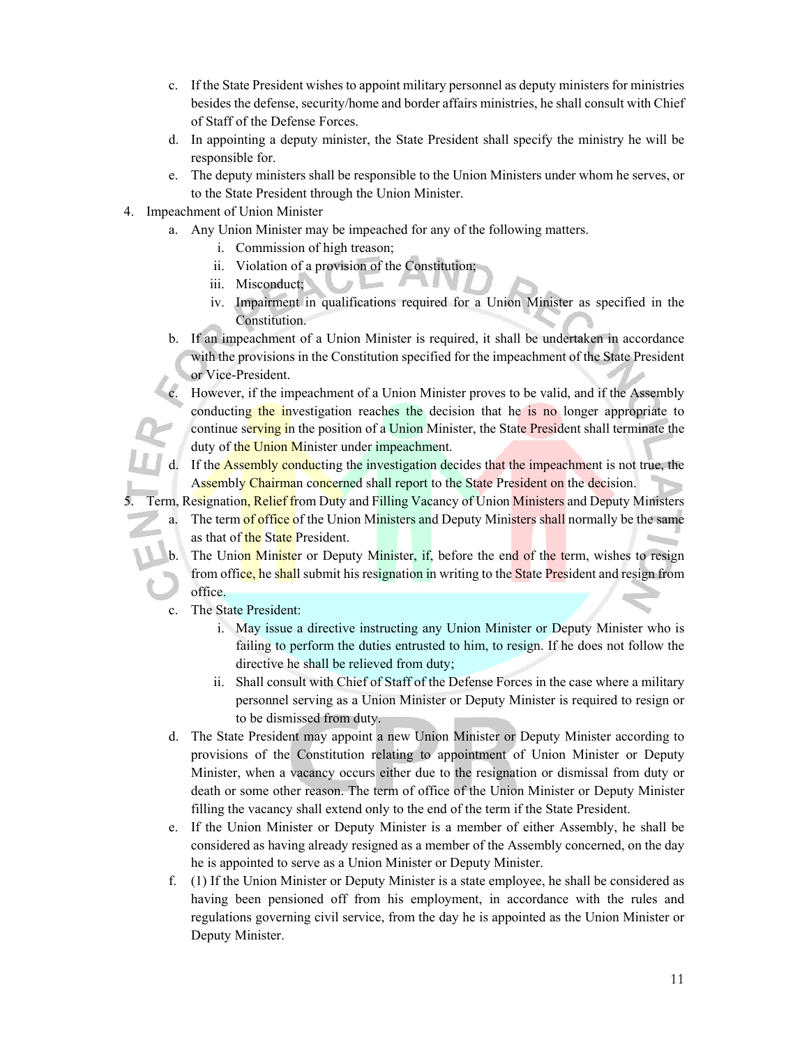c. If the State President wishes to appoint military personnel as deputy ministers for ministries besides the defense, security/home and border affairs ministries, he shall consult with Chief of Staff of the Defense Forces.

d. In appointing a deputy minister, the State President shall specify the ministry he will be responsible for.

e. The deputy ministers shall be responsible to the Union Ministers under whom he serves, or to the State President through the Union Minister.

4. Impeachment of Union Minister

   a. Any Union Minister may be impeached for any of the following matters.

      i. Commission of high treason;

      ii. Violation of a provision of the Constitution;

      iii. Misconduct;

      iv. Impairment in qualifications required for a Union Minister as specified in the Constitution.

   b. If an impeachment of a Union Minister is required, it shall be undertaken in accordance with the provisions in the Constitution specified for the impeachment of the State President or Vice-President.

   c. However, if the impeachment of a Union Minister proves to be valid, and if the Assembly conducting the investigation reaches the decision that he is no longer appropriate to continue serving in the position of a Union Minister, the State President shall terminate the duty of the Union Minister under impeachment.

   d. If the Assembly conducting the investigation decides that the impeachment is not true, the Assembly Chairman concerned shall report to the State President on the decision.

5. Term, Resignation, Relief from Duty and Filling Vacancy of Union Ministers and Deputy Ministers

   a. The term of office of the Union Ministers and Deputy Ministers shall normally be the same as that of the State President.

   b. The Union Minister or Deputy Minister, if, before the end of the term, wishes to resign from office, he shall submit his resignation in writing to the State President and resign from office.

   c. The State President:

      i. May issue a directive instructing any Union Minister or Deputy Minister who is failing to perform the duties entrusted to him, to resign. If he does not follow the directive he shall be relieved from duty;

      ii. Shall consult with Chief of Staff of the Defense Forces in the case where a military personnel serving as a Union Minister or Deputy Minister is required to resign or to be dismissed from duty.

   d. The State President may appoint a new Union Minister or Deputy Minister according to provisions of the Constitution relating to appointment of Union Minister or Deputy Minister, when a vacancy occurs either due to the resignation or dismissal from duty or death or some other reason. The term of office of the Union Minister or Deputy Minister filling the vacancy shall extend only to the end of the term if the State President.

   e. If the Union Minister or Deputy Minister is a member of either Assembly, he shall be considered as having already resigned as a member of the Assembly concerned, on the day he is appointed to serve as a Union Minister or Deputy Minister.

   f. (1) If the Union Minister or Deputy Minister is a state employee, he shall be considered as having been pensioned off from his employment, in accordance with the rules and regulations governing civil service, from the day he is appointed as the Union Minister or Deputy Minister.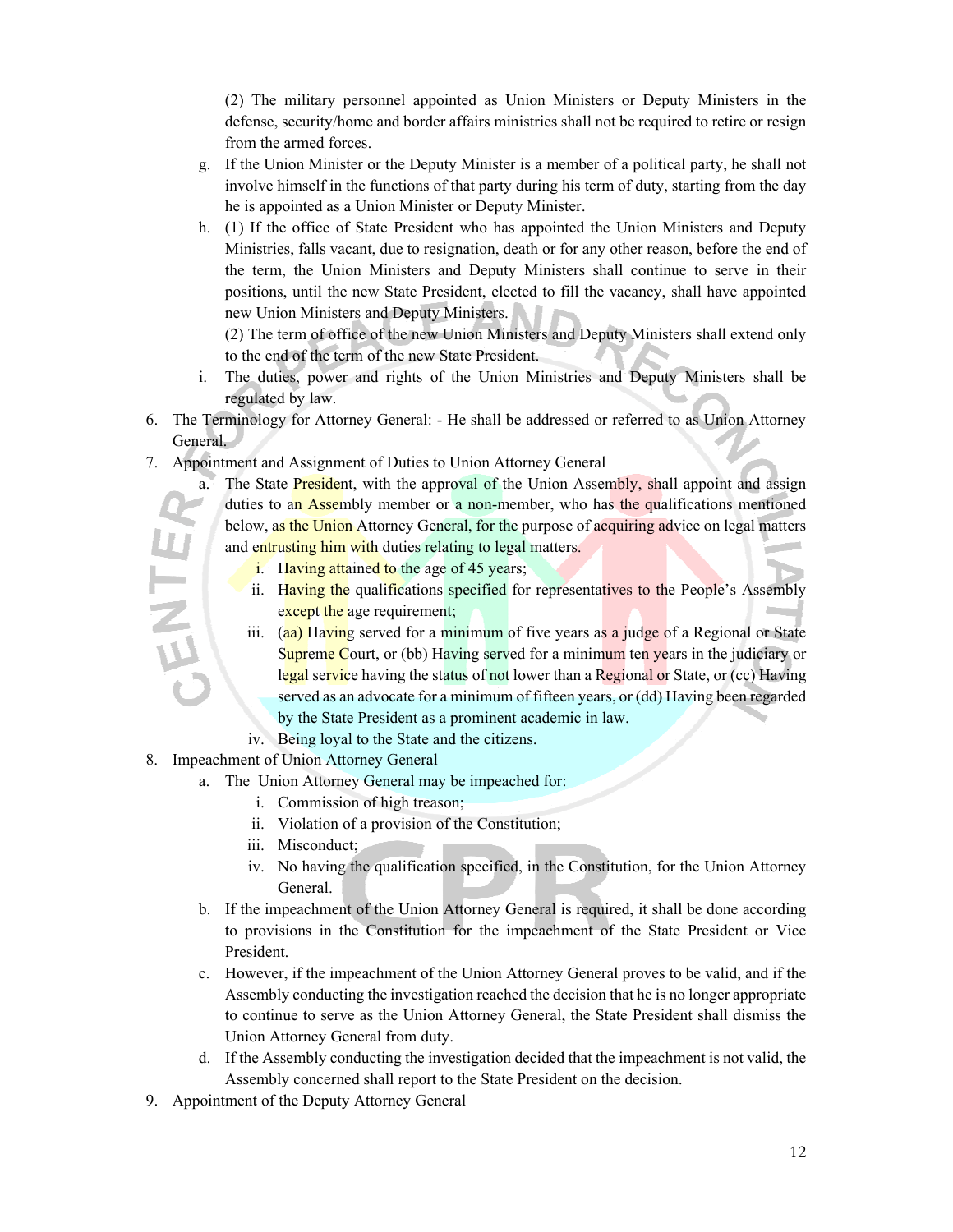(2) The military personnel appointed as Union Ministers or Deputy Ministers in the defense, security/home and border affairs ministries shall not be required to retire or resign from the armed forces.

g. If the Union Minister or the Deputy Minister is a member of a political party, he shall not involve himself in the functions of that party during his term of duty, starting from the day he is appointed as a Union Minister or Deputy Minister.

h. (1) If the office of State President who has appointed the Union Ministers and Deputy Ministries, falls vacant, due to resignation, death or for any other reason, before the end of the term, the Union Ministers and Deputy Ministers shall continue to serve in their positions, until the new State President, elected to fill the vacancy, shall have appointed new Union Ministers and Deputy Ministers.

(2) The term of office of the new Union Ministers and Deputy Ministers shall extend only to the end of the term of the new State President.

i. The duties, power and rights of the Union Ministries and Deputy Ministers shall be regulated by law.

6. The Terminology for Attorney General: - He shall be addressed or referred to as Union Attorney General.

7. Appointment and Assignment of Duties to Union Attorney General

   a. The State President, with the approval of the Union Assembly, shall appoint and assign duties to an Assembly member or a non-member, who has the qualifications mentioned below, as the Union Attorney General, for the purpose of acquiring advice on legal matters and entrusting him with duties relating to legal matters.

      i. Having attained to the age of 45 years;

      ii. Having the qualifications specified for representatives to the People's Assembly except the age requirement;

      iii. (aa) Having served for a minimum of five years as a judge of a Regional or State Supreme Court, or (bb) Having served for a minimum ten years in the judiciary or legal service having the status of not lower than a Regional or State, or (cc) Having served as an advocate for a minimum of fifteen years, or (dd) Having been regarded by the State President as a prominent academic in law.

      iv. Being loyal to the State and the citizens.

8. Impeachment of Union Attorney General

   a. The Union Attorney General may be impeached for:

      i. Commission of high treason;

      ii. Violation of a provision of the Constitution;

      iii. Misconduct;

      iv. No having the qualification specified, in the Constitution, for the Union Attorney General.

   b. If the impeachment of the Union Attorney General is required, it shall be done according to provisions in the Constitution for the impeachment of the State President or Vice President.

   c. However, if the impeachment of the Union Attorney General proves to be valid, and if the Assembly conducting the investigation reached the decision that he is no longer appropriate to continue to serve as the Union Attorney General, the State President shall dismiss the Union Attorney General from duty.

   d. If the Assembly conducting the investigation decided that the impeachment is not valid, the Assembly concerned shall report to the State President on the decision.

9. Appointment of the Deputy Attorney General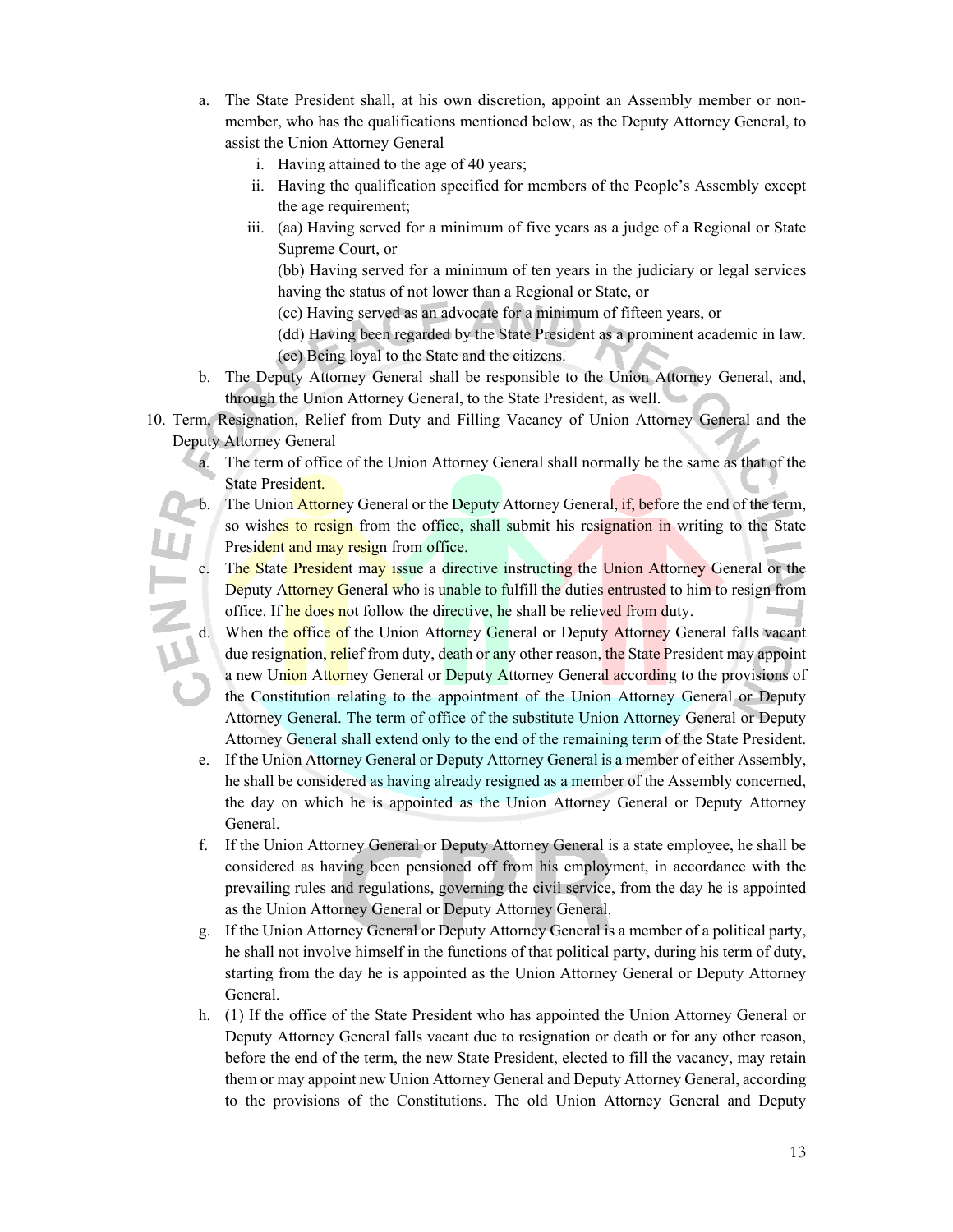a. The State President shall, at his own discretion, appoint an Assembly member or non-member, who has the qualifications mentioned below, as the Deputy Attorney General, to assist the Union Attorney General
   i. Having attained to the age of 40 years;
   ii. Having the qualification specified for members of the People's Assembly except the age requirement;
   iii. (aa) Having served for a minimum of five years as a judge of a Regional or State Supreme Court, or
   (bb) Having served for a minimum of ten years in the judiciary or legal services having the status of not lower than a Regional or State, or
   (cc) Having served as an advocate for a minimum of fifteen years, or
   (dd) Having been regarded by the State President as a prominent academic in law.
   (ee) Being loyal to the State and the citizens.
b. The Deputy Attorney General shall be responsible to the Union Attorney General, and, through the Union Attorney General, to the State President, as well.

10. Term, Resignation, Relief from Duty and Filling Vacancy of Union Attorney General and the Deputy Attorney General
   a. The term of office of the Union Attorney General shall normally be the same as that of the State President.
   b. The Union Attorney General or the Deputy Attorney General, if, before the end of the term, so wishes to resign from the office, shall submit his resignation in writing to the State President and may resign from office.
   c. The State President may issue a directive instructing the Union Attorney General or the Deputy Attorney General who is unable to fulfill the duties entrusted to him to resign from office. If he does not follow the directive, he shall be relieved from duty.
   d. When the office of the Union Attorney General or Deputy Attorney General falls vacant due resignation, relief from duty, death or any other reason, the State President may appoint a new Union Attorney General or Deputy Attorney General according to the provisions of the Constitution relating to the appointment of the Union Attorney General or Deputy Attorney General. The term of office of the substitute Union Attorney General or Deputy Attorney General shall extend only to the end of the remaining term of the State President.
   e. If the Union Attorney General or Deputy Attorney General is a member of either Assembly, he shall be considered as having already resigned as a member of the Assembly concerned, the day on which he is appointed as the Union Attorney General or Deputy Attorney General.
   f. If the Union Attorney General or Deputy Attorney General is a state employee, he shall be considered as having been pensioned off from his employment, in accordance with the prevailing rules and regulations, governing the civil service, from the day he is appointed as the Union Attorney General or Deputy Attorney General.
   g. If the Union Attorney General or Deputy Attorney General is a member of a political party, he shall not involve himself in the functions of that political party, during his term of duty, starting from the day he is appointed as the Union Attorney General or Deputy Attorney General.
   h. (1) If the office of the State President who has appointed the Union Attorney General or Deputy Attorney General falls vacant due to resignation or death or for any other reason, before the end of the term, the new State President, elected to fill the vacancy, may retain them or may appoint new Union Attorney General and Deputy Attorney General, according to the provisions of the Constitutions. The old Union Attorney General and Deputy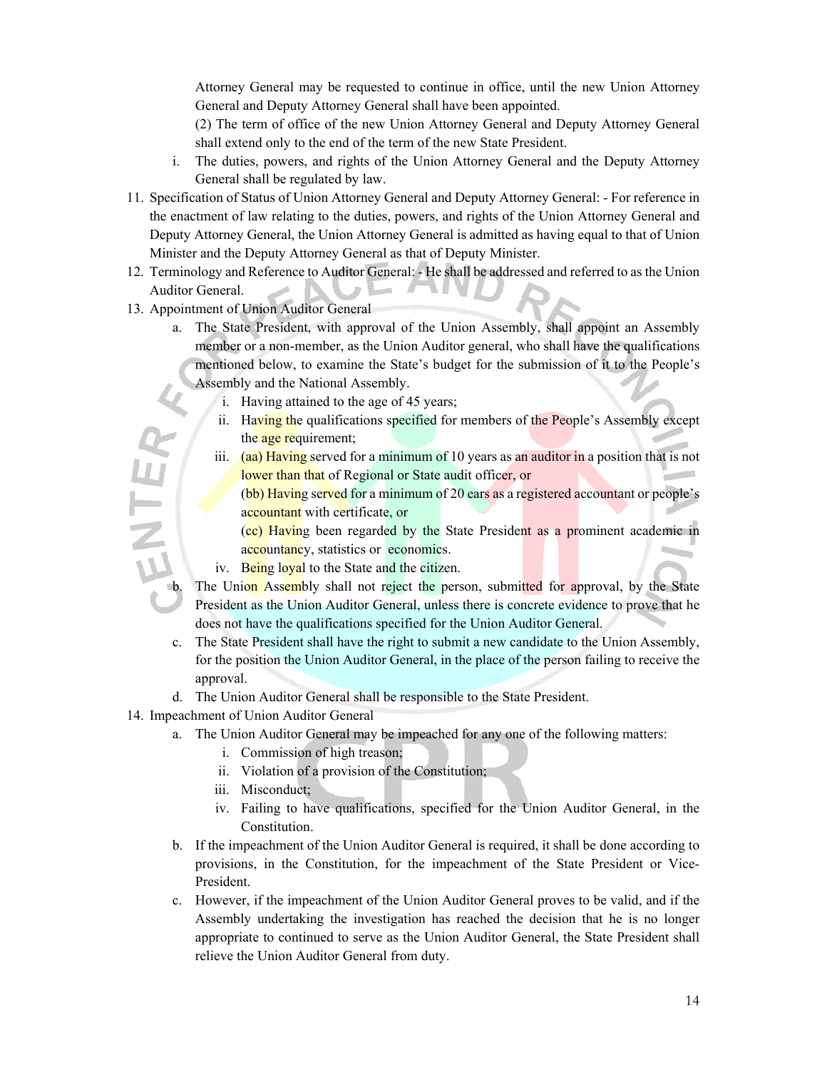Attorney General may be requested to continue in office, until the new Union Attorney General and Deputy Attorney General shall have been appointed.

(2) The term of office of the new Union Attorney General and Deputy Attorney General shall extend only to the end of the term of the new State President.

i. The duties, powers, and rights of the Union Attorney General and the Deputy Attorney General shall be regulated by law.

11. Specification of Status of Union Attorney General and Deputy Attorney General: - For reference in the enactment of law relating to the duties, powers, and rights of the Union Attorney General and Deputy Attorney General, the Union Attorney General is admitted as having equal to that of Union Minister and the Deputy Attorney General as that of Deputy Minister.
12. Terminology and Reference to Auditor General: - He shall be addressed and referred to as the Union Auditor General.
13. Appointment of Union Auditor General
    a. The State President, with approval of the Union Assembly, shall appoint an Assembly member or a non-member, as the Union Auditor general, who shall have the qualifications mentioned below, to examine the State's budget for the submission of it to the People's Assembly and the National Assembly.
        i. Having attained to the age of 45 years;
        ii. Having the qualifications specified for members of the People's Assembly except the age requirement;
        iii. (aa) Having served for a minimum of 10 years as an auditor in a position that is not lower than that of Regional or State audit officer, or
        (bb) Having served for a minimum of 20 ears as a registered accountant or people's accountant with certificate, or
        (cc) Having been regarded by the State President as a prominent academic in accountancy, statistics or economics.
        iv. Being loyal to the State and the citizen.
    b. The Union Assembly shall not reject the person, submitted for approval, by the State President as the Union Auditor General, unless there is concrete evidence to prove that he does not have the qualifications specified for the Union Auditor General.
    c. The State President shall have the right to submit a new candidate to the Union Assembly, for the position the Union Auditor General, in the place of the person failing to receive the approval.
    d. The Union Auditor General shall be responsible to the State President.
14. Impeachment of Union Auditor General
    a. The Union Auditor General may be impeached for any one of the following matters:
        i. Commission of high treason;
        ii. Violation of a provision of the Constitution;
        iii. Misconduct;
        iv. Failing to have qualifications, specified for the Union Auditor General, in the Constitution.
    b. If the impeachment of the Union Auditor General is required, it shall be done according to provisions, in the Constitution, for the impeachment of the State President or Vice-President.
    c. However, if the impeachment of the Union Auditor General proves to be valid, and if the Assembly undertaking the investigation has reached the decision that he is no longer appropriate to continued to serve as the Union Auditor General, the State President shall relieve the Union Auditor General from duty.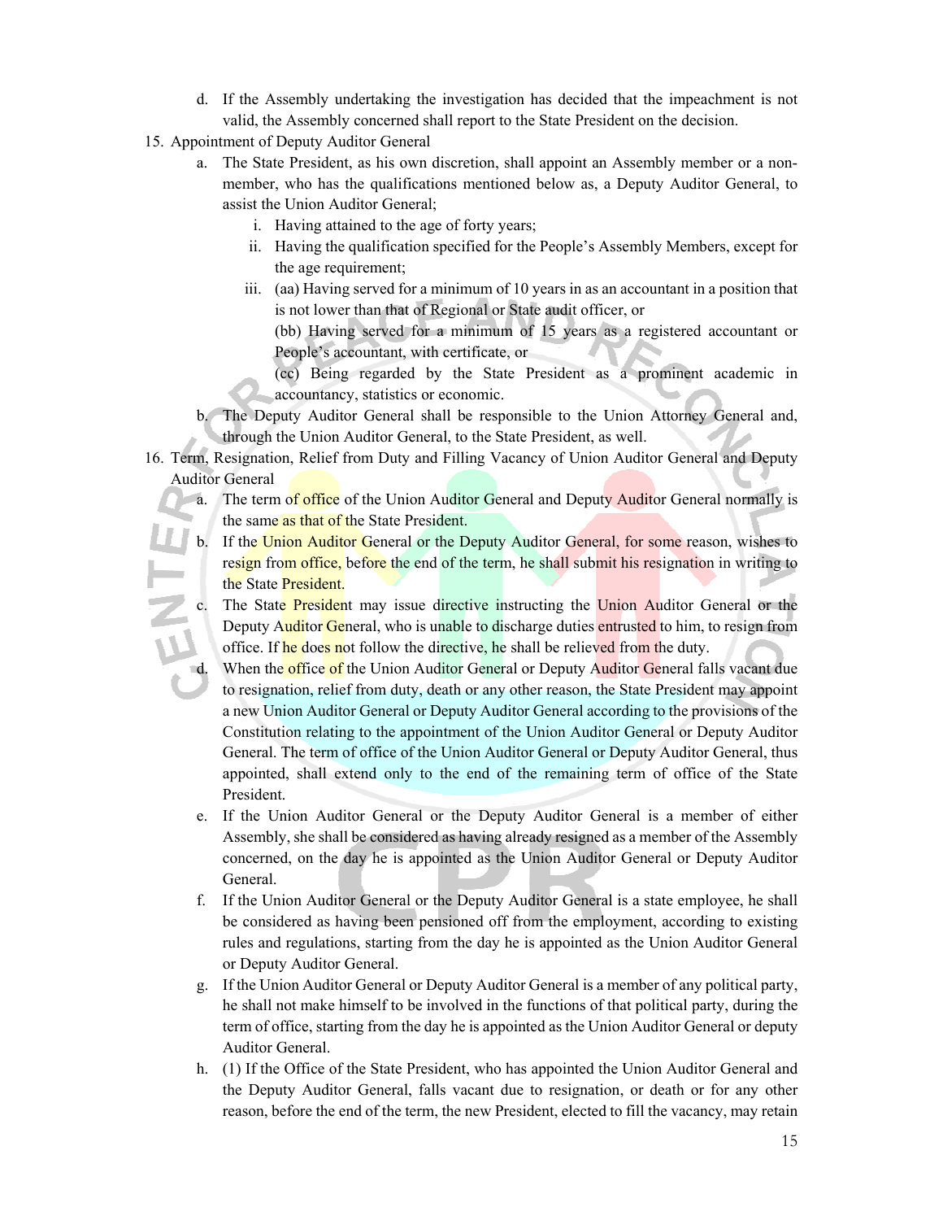d. If the Assembly undertaking the investigation has decided that the impeachment is not valid, the Assembly concerned shall report to the State President on the decision.

15. Appointment of Deputy Auditor General
    a. The State President, as his own discretion, shall appoint an Assembly member or a non-member, who has the qualifications mentioned below as, a Deputy Auditor General, to assist the Union Auditor General;
        i. Having attained to the age of forty years;
        ii. Having the qualification specified for the People's Assembly Members, except for the age requirement;
        iii. (aa) Having served for a minimum of 10 years in as an accountant in a position that is not lower than that of Regional or State audit officer, or
        (bb) Having served for a minimum of 15 years as a registered accountant or People's accountant, with certificate, or
        (cc) Being regarded by the State President as a prominent academic in accountancy, statistics or economic.
    b. The Deputy Auditor General shall be responsible to the Union Attorney General and, through the Union Auditor General, to the State President, as well.

16. Term, Resignation, Relief from Duty and Filling Vacancy of Union Auditor General and Deputy Auditor General
    a. The term of office of the Union Auditor General and Deputy Auditor General normally is the same as that of the State President.
    b. If the Union Auditor General or the Deputy Auditor General, for some reason, wishes to resign from office, before the end of the term, he shall submit his resignation in writing to the State President.
    c. The State President may issue directive instructing the Union Auditor General or the Deputy Auditor General, who is unable to discharge duties entrusted to him, to resign from office. If he does not follow the directive, he shall be relieved from the duty.
    d. When the office of the Union Auditor General or Deputy Auditor General falls vacant due to resignation, relief from duty, death or any other reason, the State President may appoint a new Union Auditor General or Deputy Auditor General according to the provisions of the Constitution relating to the appointment of the Union Auditor General or Deputy Auditor General. The term of office of the Union Auditor General or Deputy Auditor General, thus appointed, shall extend only to the end of the remaining term of office of the State President.
    e. If the Union Auditor General or the Deputy Auditor General is a member of either Assembly, she shall be considered as having already resigned as a member of the Assembly concerned, on the day he is appointed as the Union Auditor General or Deputy Auditor General.
    f. If the Union Auditor General or the Deputy Auditor General is a state employee, he shall be considered as having been pensioned off from the employment, according to existing rules and regulations, starting from the day he is appointed as the Union Auditor General or Deputy Auditor General.
    g. If the Union Auditor General or Deputy Auditor General is a member of any political party, he shall not make himself to be involved in the functions of that political party, during the term of office, starting from the day he is appointed as the Union Auditor General or deputy Auditor General.
    h. (1) If the Office of the State President, who has appointed the Union Auditor General and the Deputy Auditor General, falls vacant due to resignation, or death or for any other reason, before the end of the term, the new President, elected to fill the vacancy, may retain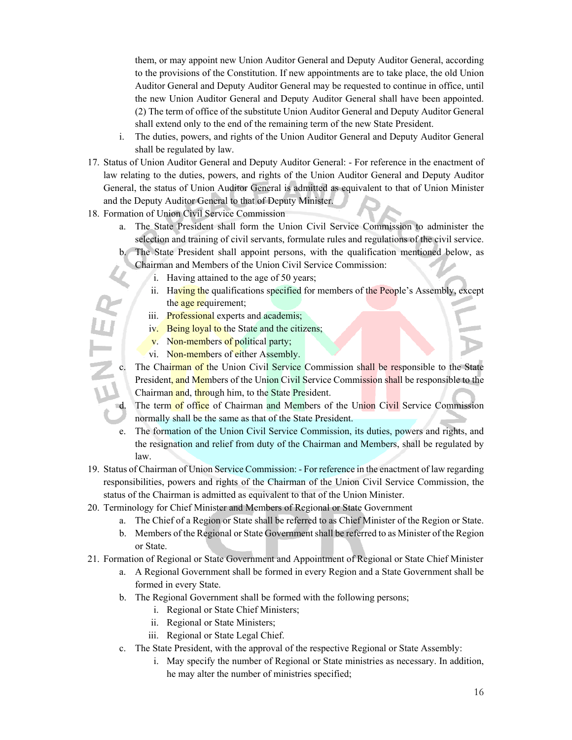them, or may appoint new Union Auditor General and Deputy Auditor General, according to the provisions of the Constitution. If new appointments are to take place, the old Union Auditor General and Deputy Auditor General may be requested to continue in office, until the new Union Auditor General and Deputy Auditor General shall have been appointed. (2) The term of office of the substitute Union Auditor General and Deputy Auditor General shall extend only to the end of the remaining term of the new State President.

i. The duties, powers, and rights of the Union Auditor General and Deputy Auditor General shall be regulated by law.

17. Status of Union Auditor General and Deputy Auditor General: - For reference in the enactment of law relating to the duties, powers, and rights of the Union Auditor General and Deputy Auditor General, the status of Union Auditor General is admitted as equivalent to that of Union Minister and the Deputy Auditor General to that of Deputy Minister.
18. Formation of Union Civil Service Commission
    a. The State President shall form the Union Civil Service Commission to administer the selection and training of civil servants, formulate rules and regulations of the civil service.
    b. The State President shall appoint persons, with the qualification mentioned below, as Chairman and Members of the Union Civil Service Commission:
        i. Having attained to the age of 50 years;
        ii. Having the qualifications specified for members of the People's Assembly, except the age requirement;
        iii. Professional experts and academis;
        iv. Being loyal to the State and the citizens;
        v. Non-members of political party;
        vi. Non-members of either Assembly.
    c. The Chairman of the Union Civil Service Commission shall be responsible to the State President, and Members of the Union Civil Service Commission shall be responsible to the Chairman and, through him, to the State President.
    d. The term of office of Chairman and Members of the Union Civil Service Commission normally shall be the same as that of the State President.
    e. The formation of the Union Civil Service Commission, its duties, powers and rights, and the resignation and relief from duty of the Chairman and Members, shall be regulated by law.
19. Status of Chairman of Union Service Commission: - For reference in the enactment of law regarding responsibilities, powers and rights of the Chairman of the Union Civil Service Commission, the status of the Chairman is admitted as equivalent to that of the Union Minister.
20. Terminology for Chief Minister and Members of Regional or State Government
    a. The Chief of a Region or State shall be referred to as Chief Minister of the Region or State.
    b. Members of the Regional or State Government shall be referred to as Minister of the Region or State.
21. Formation of Regional or State Government and Appointment of Regional or State Chief Minister
    a. A Regional Government shall be formed in every Region and a State Government shall be formed in every State.
    b. The Regional Government shall be formed with the following persons;
        i. Regional or State Chief Ministers;
        ii. Regional or State Ministers;
        iii. Regional or State Legal Chief.
    c. The State President, with the approval of the respective Regional or State Assembly:
        i. May specify the number of Regional or State ministries as necessary. In addition, he may alter the number of ministries specified;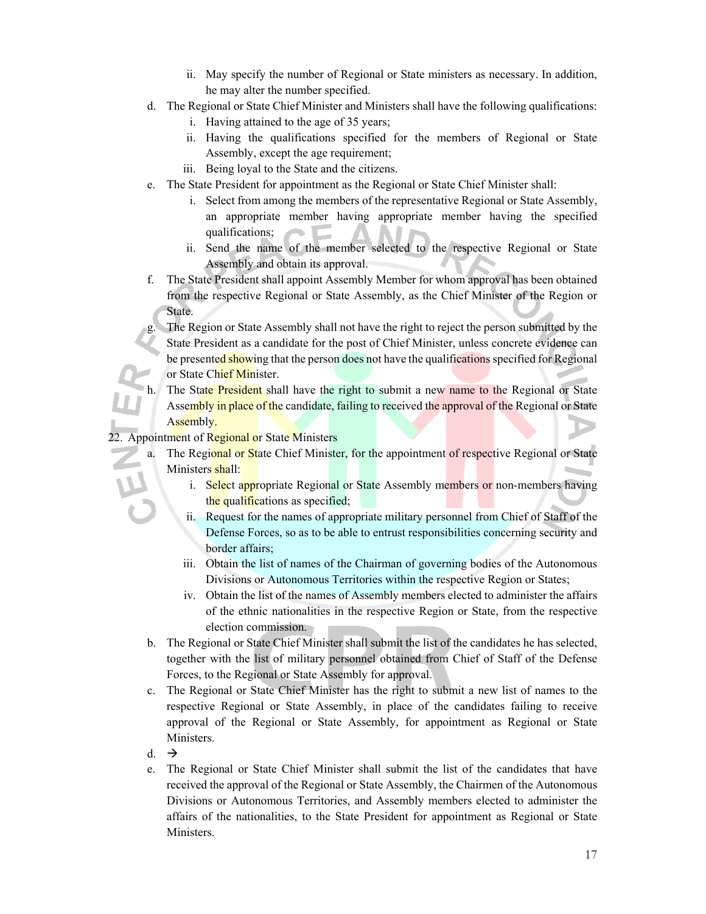ii. May specify the number of Regional or State ministers as necessary. In addition, he may alter the number specified.

d. The Regional or State Chief Minister and Ministers shall have the following qualifications:
   i. Having attained to the age of 35 years;
   ii. Having the qualifications specified for the members of Regional or State Assembly, except the age requirement;
   iii. Being loyal to the State and the citizens.

e. The State President for appointment as the Regional or State Chief Minister shall:
   i. Select from among the members of the representative Regional or State Assembly, an appropriate member having appropriate member having the specified qualifications;
   ii. Send the name of the member selected to the respective Regional or State Assembly and obtain its approval.

f. The State President shall appoint Assembly Member for whom approval has been obtained from the respective Regional or State Assembly, as the Chief Minister of the Region or State.

g. The Region or State Assembly shall not have the right to reject the person submitted by the State President as a candidate for the post of Chief Minister, unless concrete evidence can be presented showing that the person does not have the qualifications specified for Regional or State Chief Minister.

h. The State President shall have the right to submit a new name to the Regional or State Assembly in place of the candidate, failing to received the approval of the Regional or State Assembly.

22. Appointment of Regional or State Ministers

a. The Regional or State Chief Minister, for the appointment of respective Regional or State Ministers shall:
   i. Select appropriate Regional or State Assembly members or non-members having the qualifications as specified;
   ii. Request for the names of appropriate military personnel from Chief of Staff of the Defense Forces, so as to be able to entrust responsibilities concerning security and border affairs;
   iii. Obtain the list of names of the Chairman of governing bodies of the Autonomous Divisions or Autonomous Territories within the respective Region or States;
   iv. Obtain the list of the names of Assembly members elected to administer the affairs of the ethnic nationalities in the respective Region or State, from the respective election commission.

b. The Regional or State Chief Minister shall submit the list of the candidates he has selected, together with the list of military personnel obtained from Chief of Staff of the Defense Forces, to the Regional or State Assembly for approval.

c. The Regional or State Chief Minister has the right to submit a new list of names to the respective Regional or State Assembly, in place of the candidates failing to receive approval of the Regional or State Assembly, for appointment as Regional or State Ministers.

d. →

e. The Regional or State Chief Minister shall submit the list of the candidates that have received the approval of the Regional or State Assembly, the Chairmen of the Autonomous Divisions or Autonomous Territories, and Assembly members elected to administer the affairs of the nationalities, to the State President for appointment as Regional or State Ministers.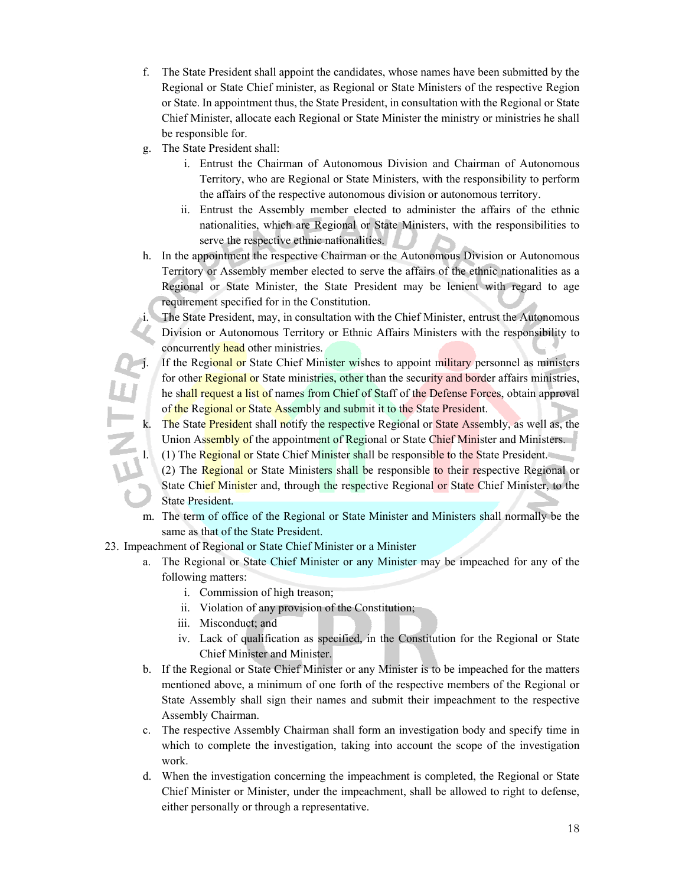f. The State President shall appoint the candidates, whose names have been submitted by the Regional or State Chief minister, as Regional or State Ministers of the respective Region or State. In appointment thus, the State President, in consultation with the Regional or State Chief Minister, allocate each Regional or State Minister the ministry or ministries he shall be responsible for.

g. The State President shall:
   i. Entrust the Chairman of Autonomous Division and Chairman of Autonomous Territory, who are Regional or State Ministers, with the responsibility to perform the affairs of the respective autonomous division or autonomous territory.
   ii. Entrust the Assembly member elected to administer the affairs of the ethnic nationalities, which are Regional or State Ministers, with the responsibilities to serve the respective ethnic nationalities.

h. In the appointment the respective Chairman or the Autonomous Division or Autonomous Territory or Assembly member elected to serve the affairs of the ethnic nationalities as a Regional or State Minister, the State President may be lenient with regard to age requirement specified for in the Constitution.

i. The State President, may, in consultation with the Chief Minister, entrust the Autonomous Division or Autonomous Territory or Ethnic Affairs Ministers with the responsibility to concurrently head other ministries.

j. If the Regional or State Chief Minister wishes to appoint military personnel as ministers for other Regional or State ministries, other than the security and border affairs ministries, he shall request a list of names from Chief of Staff of the Defense Forces, obtain approval of the Regional or State Assembly and submit it to the State President.

k. The State President shall notify the respective Regional or State Assembly, as well as, the Union Assembly of the appointment of Regional or State Chief Minister and Ministers.

l. (1) The Regional or State Chief Minister shall be responsible to the State President.
   (2) The Regional or State Ministers shall be responsible to their respective Regional or State Chief Minister and, through the respective Regional or State Chief Minister, to the State President.

m. The term of office of the Regional or State Minister and Ministers shall normally be the same as that of the State President.

23. Impeachment of Regional or State Chief Minister or a Minister
   a. The Regional or State Chief Minister or any Minister may be impeached for any of the following matters:
      i. Commission of high treason;
      ii. Violation of any provision of the Constitution;
      iii. Misconduct; and
      iv. Lack of qualification as specified, in the Constitution for the Regional or State Chief Minister and Minister.
   b. If the Regional or State Chief Minister or any Minister is to be impeached for the matters mentioned above, a minimum of one forth of the respective members of the Regional or State Assembly shall sign their names and submit their impeachment to the respective Assembly Chairman.
   c. The respective Assembly Chairman shall form an investigation body and specify time in which to complete the investigation, taking into account the scope of the investigation work.
   d. When the investigation concerning the impeachment is completed, the Regional or State Chief Minister or Minister, under the impeachment, shall be allowed to right to defense, either personally or through a representative.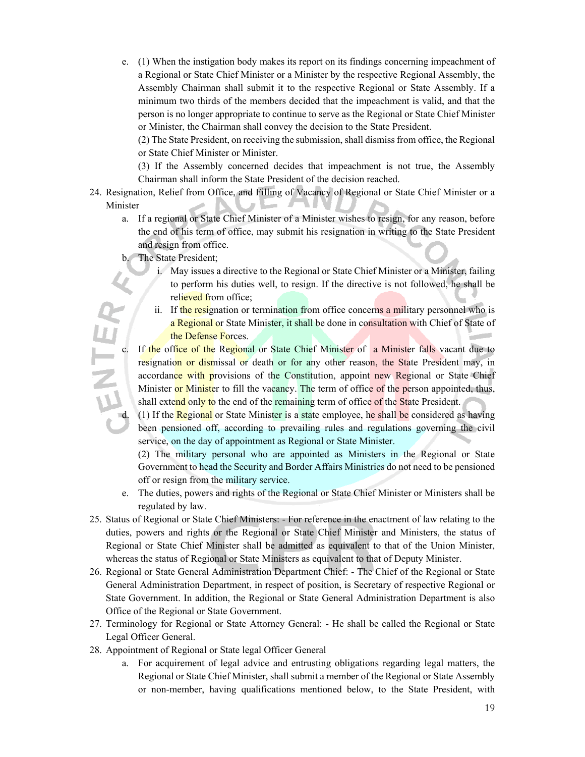e. (1) When the instigation body makes its report on its findings concerning impeachment of a Regional or State Chief Minister or a Minister by the respective Regional Assembly, the Assembly Chairman shall submit it to the respective Regional or State Assembly. If a minimum two thirds of the members decided that the impeachment is valid, and that the person is no longer appropriate to continue to serve as the Regional or State Chief Minister or Minister, the Chairman shall convey the decision to the State President.

(2) The State President, on receiving the submission, shall dismiss from office, the Regional or State Chief Minister or Minister.

(3) If the Assembly concerned decides that impeachment is not true, the Assembly Chairman shall inform the State President of the decision reached.

24. Resignation, Relief from Office, and Filling of Vacancy of Regional or State Chief Minister or a Minister
    a. If a regional or State Chief Minister of a Minister wishes to resign, for any reason, before the end of his term of office, may submit his resignation in writing to the State President and resign from office.
    b. The State President;
        i. May issues a directive to the Regional or State Chief Minister or a Minister, failing to perform his duties well, to resign. If the directive is not followed, he shall be relieved from office;
        ii. If the resignation or termination from office concerns a military personnel who is a Regional or State Minister, it shall be done in consultation with Chief of State of the Defense Forces.
    c. If the office of the Regional or State Chief Minister of a Minister falls vacant due to resignation or dismissal or death or for any other reason, the State President may, in accordance with provisions of the Constitution, appoint new Regional or State Chief Minister or Minister to fill the vacancy. The term of office of the person appointed, thus, shall extend only to the end of the remaining term of office of the State President.
    d. (1) If the Regional or State Minister is a state employee, he shall be considered as having been pensioned off, according to prevailing rules and regulations governing the civil service, on the day of appointment as Regional or State Minister.

       (2) The military personal who are appointed as Ministers in the Regional or State Government to head the Security and Border Affairs Ministries do not need to be pensioned off or resign from the military service.
    e. The duties, powers and rights of the Regional or State Chief Minister or Ministers shall be regulated by law.
25. Status of Regional or State Chief Ministers: - For reference in the enactment of law relating to the duties, powers and rights or the Regional or State Chief Minister and Ministers, the status of Regional or State Chief Minister shall be admitted as equivalent to that of the Union Minister, whereas the status of Regional or State Ministers as equivalent to that of Deputy Minister.
26. Regional or State General Administration Department Chief: - The Chief of the Regional or State General Administration Department, in respect of position, is Secretary of respective Regional or State Government. In addition, the Regional or State General Administration Department is also Office of the Regional or State Government.
27. Terminology for Regional or State Attorney General: - He shall be called the Regional or State Legal Officer General.
28. Appointment of Regional or State legal Officer General
    a. For acquirement of legal advice and entrusting obligations regarding legal matters, the Regional or State Chief Minister, shall submit a member of the Regional or State Assembly or non-member, having qualifications mentioned below, to the State President, with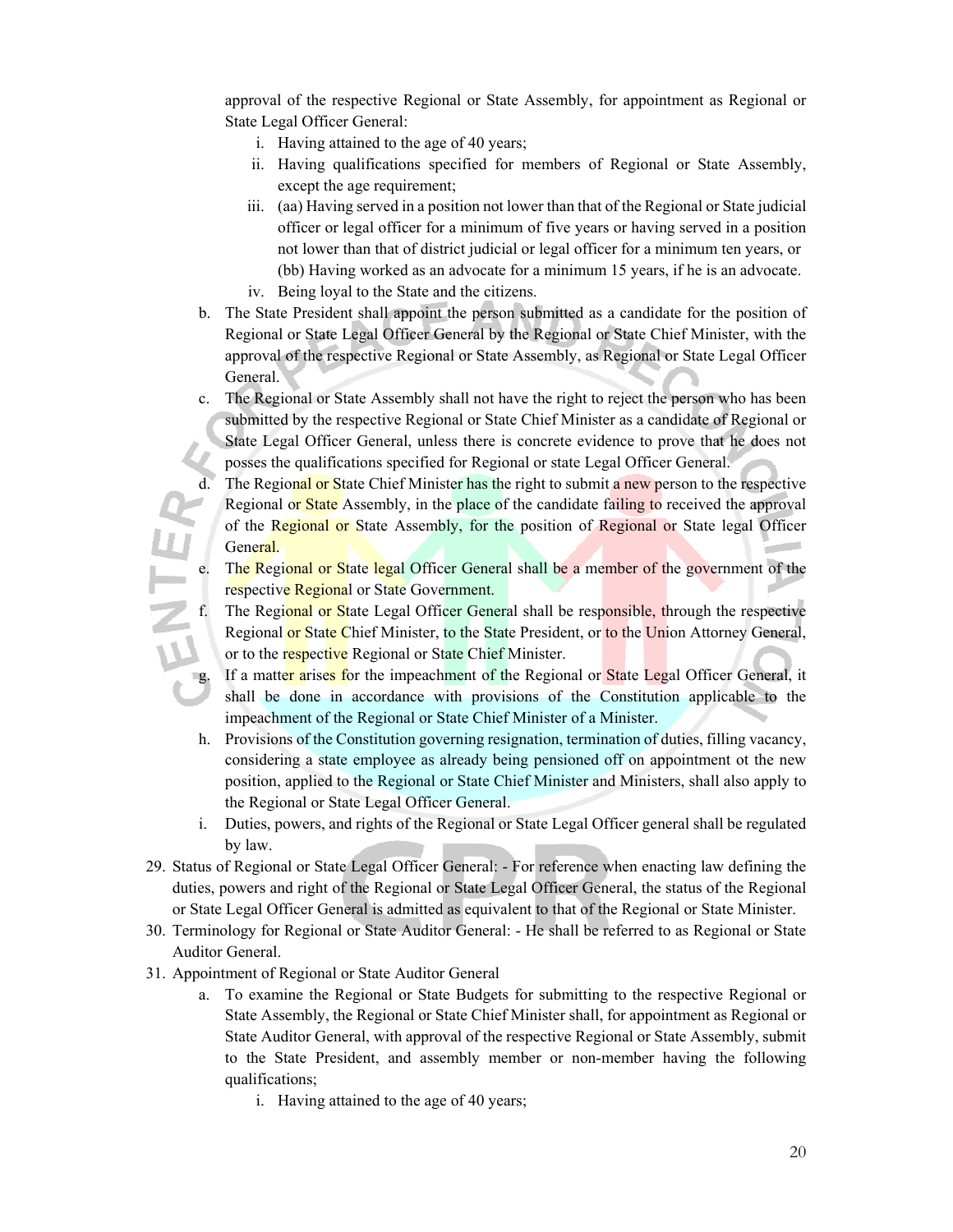approval of the respective Regional or State Assembly, for appointment as Regional or State Legal Officer General:

i. Having attained to the age of 40 years;
ii. Having qualifications specified for members of Regional or State Assembly, except the age requirement;
iii. (aa) Having served in a position not lower than that of the Regional or State judicial officer or legal officer for a minimum of five years or having served in a position not lower than that of district judicial or legal officer for a minimum ten years, or (bb) Having worked as an advocate for a minimum 15 years, if he is an advocate.
iv. Being loyal to the State and the citizens.

b. The State President shall appoint the person submitted as a candidate for the position of Regional or State Legal Officer General by the Regional or State Chief Minister, with the approval of the respective Regional or State Assembly, as Regional or State Legal Officer General.
c. The Regional or State Assembly shall not have the right to reject the person who has been submitted by the respective Regional or State Chief Minister as a candidate of Regional or State Legal Officer General, unless there is concrete evidence to prove that he does not posses the qualifications specified for Regional or state Legal Officer General.
d. The Regional or State Chief Minister has the right to submit a new person to the respective Regional or State Assembly, in the place of the candidate failing to received the approval of the Regional or State Assembly, for the position of Regional or State legal Officer General.
e. The Regional or State legal Officer General shall be a member of the government of the respective Regional or State Government.
f. The Regional or State Legal Officer General shall be responsible, through the respective Regional or State Chief Minister, to the State President, or to the Union Attorney General, or to the respective Regional or State Chief Minister.
g. If a matter arises for the impeachment of the Regional or State Legal Officer General, it shall be done in accordance with provisions of the Constitution applicable to the impeachment of the Regional or State Chief Minister of a Minister.
h. Provisions of the Constitution governing resignation, termination of duties, filling vacancy, considering a state employee as already being pensioned off on appointment ot the new position, applied to the Regional or State Chief Minister and Ministers, shall also apply to the Regional or State Legal Officer General.
i. Duties, powers, and rights of the Regional or State Legal Officer general shall be regulated by law.

29. Status of Regional or State Legal Officer General: - For reference when enacting law defining the duties, powers and right of the Regional or State Legal Officer General, the status of the Regional or State Legal Officer General is admitted as equivalent to that of the Regional or State Minister.
30. Terminology for Regional or State Auditor General: - He shall be referred to as Regional or State Auditor General.
31. Appointment of Regional or State Auditor General
    a. To examine the Regional or State Budgets for submitting to the respective Regional or State Assembly, the Regional or State Chief Minister shall, for appointment as Regional or State Auditor General, with approval of the respective Regional or State Assembly, submit to the State President, and assembly member or non-member having the following qualifications;
        i. Having attained to the age of 40 years;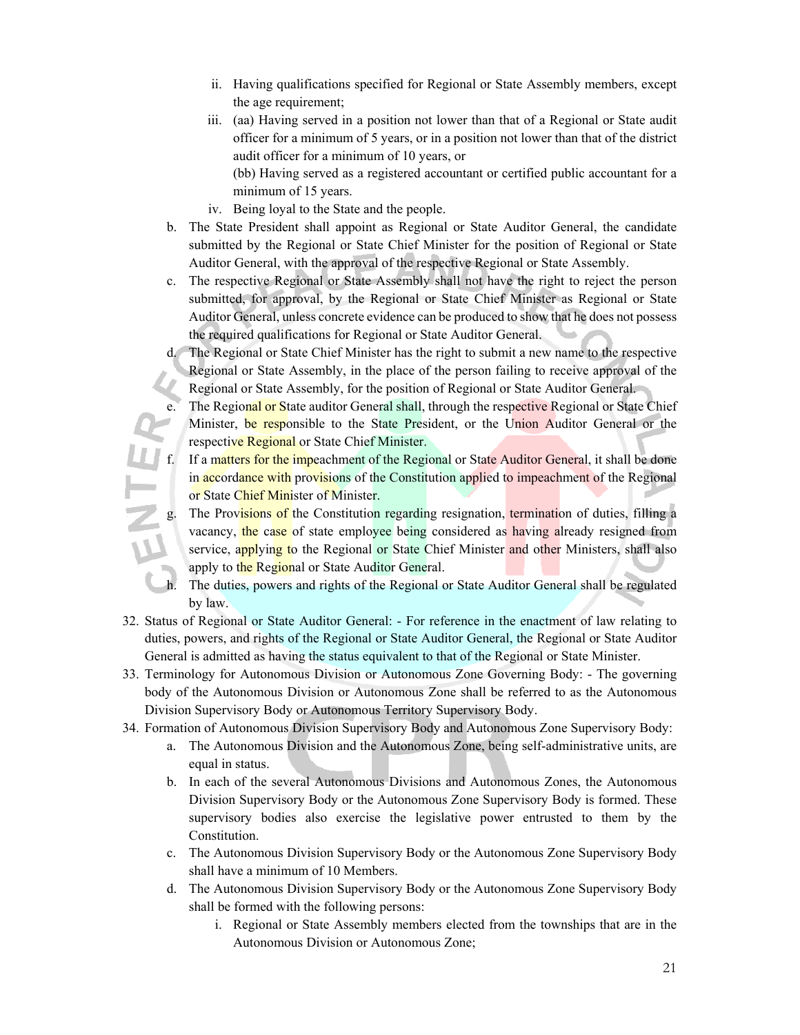ii. Having qualifications specified for Regional or State Assembly members, except the age requirement;

iii. (aa) Having served in a position not lower than that of a Regional or State audit officer for a minimum of 5 years, or in a position not lower than that of the district audit officer for a minimum of 10 years, or

(bb) Having served as a registered accountant or certified public accountant for a minimum of 15 years.

iv. Being loyal to the State and the people.

b. The State President shall appoint as Regional or State Auditor General, the candidate submitted by the Regional or State Chief Minister for the position of Regional or State Auditor General, with the approval of the respective Regional or State Assembly.

c. The respective Regional or State Assembly shall not have the right to reject the person submitted, for approval, by the Regional or State Chief Minister as Regional or State Auditor General, unless concrete evidence can be produced to show that he does not possess the required qualifications for Regional or State Auditor General.

d. The Regional or State Chief Minister has the right to submit a new name to the respective Regional or State Assembly, in the place of the person failing to receive approval of the Regional or State Assembly, for the position of Regional or State Auditor General.

e. The Regional or State auditor General shall, through the respective Regional or State Chief Minister, be responsible to the State President, or the Union Auditor General or the respective Regional or State Chief Minister.

f. If a matters for the impeachment of the Regional or State Auditor General, it shall be done in accordance with provisions of the Constitution applied to impeachment of the Regional or State Chief Minister of Minister.

g. The Provisions of the Constitution regarding resignation, termination of duties, filling a vacancy, the case of state employee being considered as having already resigned from service, applying to the Regional or State Chief Minister and other Ministers, shall also apply to the Regional or State Auditor General.

h. The duties, powers and rights of the Regional or State Auditor General shall be regulated by law.

32. Status of Regional or State Auditor General: - For reference in the enactment of law relating to duties, powers, and rights of the Regional or State Auditor General, the Regional or State Auditor General is admitted as having the status equivalent to that of the Regional or State Minister.

33. Terminology for Autonomous Division or Autonomous Zone Governing Body: - The governing body of the Autonomous Division or Autonomous Zone shall be referred to as the Autonomous Division Supervisory Body or Autonomous Territory Supervisory Body.

34. Formation of Autonomous Division Supervisory Body and Autonomous Zone Supervisory Body:

a. The Autonomous Division and the Autonomous Zone, being self-administrative units, are equal in status.

b. In each of the several Autonomous Divisions and Autonomous Zones, the Autonomous Division Supervisory Body or the Autonomous Zone Supervisory Body is formed. These supervisory bodies also exercise the legislative power entrusted to them by the Constitution.

c. The Autonomous Division Supervisory Body or the Autonomous Zone Supervisory Body shall have a minimum of 10 Members.

d. The Autonomous Division Supervisory Body or the Autonomous Zone Supervisory Body shall be formed with the following persons:

i. Regional or State Assembly members elected from the townships that are in the Autonomous Division or Autonomous Zone;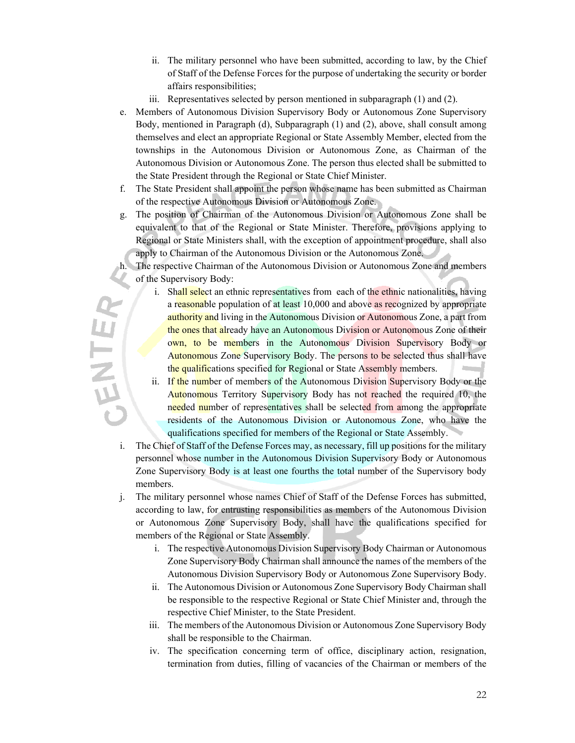ii. The military personnel who have been submitted, according to law, by the Chief of Staff of the Defense Forces for the purpose of undertaking the security or border affairs responsibilities;
   iii. Representatives selected by person mentioned in subparagraph (1) and (2).

e. Members of Autonomous Division Supervisory Body or Autonomous Zone Supervisory Body, mentioned in Paragraph (d), Subparagraph (1) and (2), above, shall consult among themselves and elect an appropriate Regional or State Assembly Member, elected from the townships in the Autonomous Division or Autonomous Zone, as Chairman of the Autonomous Division or Autonomous Zone. The person thus elected shall be submitted to the State President through the Regional or State Chief Minister.

f. The State President shall appoint the person whose name has been submitted as Chairman of the respective Autonomous Division or Autonomous Zone.

g. The position of Chairman of the Autonomous Division or Autonomous Zone shall be equivalent to that of the Regional or State Minister. Therefore, provisions applying to Regional or State Ministers shall, with the exception of appointment procedure, shall also apply to Chairman of the Autonomous Division or the Autonomous Zone.

h. The respective Chairman of the Autonomous Division or Autonomous Zone and members of the Supervisory Body:
   i. Shall select an ethnic representatives from each of the ethnic nationalities, having a reasonable population of at least 10,000 and above as recognized by appropriate authority and living in the Autonomous Division or Autonomous Zone, a part from the ones that already have an Autonomous Division or Autonomous Zone of their own, to be members in the Autonomous Division Supervisory Body or Autonomous Zone Supervisory Body. The persons to be selected thus shall have the qualifications specified for Regional or State Assembly members.
   ii. If the number of members of the Autonomous Division Supervisory Body or the Autonomous Territory Supervisory Body has not reached the required 10, the needed number of representatives shall be selected from among the appropriate residents of the Autonomous Division or Autonomous Zone, who have the qualifications specified for members of the Regional or State Assembly.

i. The Chief of Staff of the Defense Forces may, as necessary, fill up positions for the military personnel whose number in the Autonomous Division Supervisory Body or Autonomous Zone Supervisory Body is at least one fourths the total number of the Supervisory body members.

j. The military personnel whose names Chief of Staff of the Defense Forces has submitted, according to law, for entrusting responsibilities as members of the Autonomous Division or Autonomous Zone Supervisory Body, shall have the qualifications specified for members of the Regional or State Assembly.
   i. The respective Autonomous Division Supervisory Body Chairman or Autonomous Zone Supervisory Body Chairman shall announce the names of the members of the Autonomous Division Supervisory Body or Autonomous Zone Supervisory Body.
   ii. The Autonomous Division or Autonomous Zone Supervisory Body Chairman shall be responsible to the respective Regional or State Chief Minister and, through the respective Chief Minister, to the State President.
   iii. The members of the Autonomous Division or Autonomous Zone Supervisory Body shall be responsible to the Chairman.
   iv. The specification concerning term of office, disciplinary action, resignation, termination from duties, filling of vacancies of the Chairman or members of the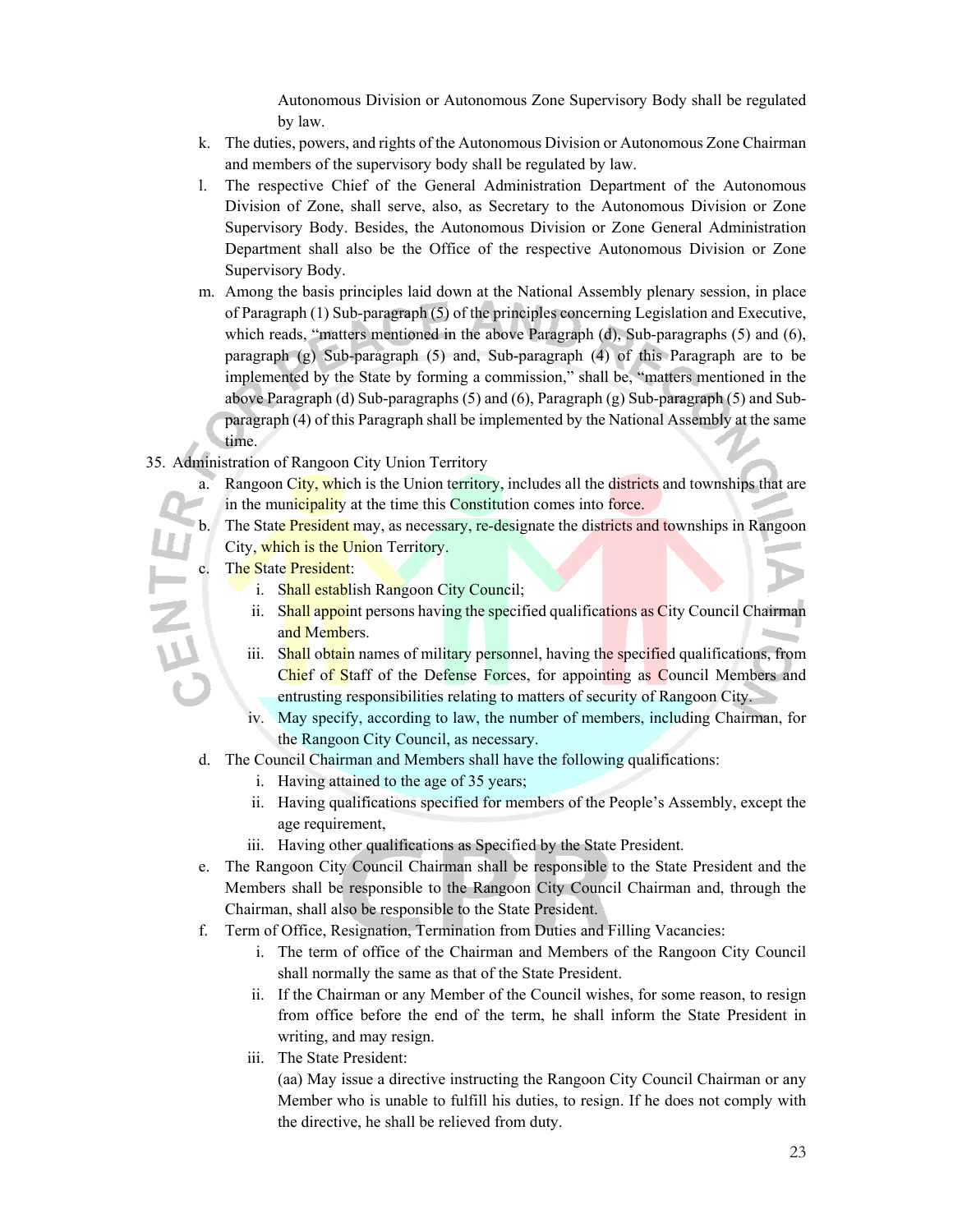Autonomous Division or Autonomous Zone Supervisory Body shall be regulated by law.

k. The duties, powers, and rights of the Autonomous Division or Autonomous Zone Chairman and members of the supervisory body shall be regulated by law.

l. The respective Chief of the General Administration Department of the Autonomous Division of Zone, shall serve, also, as Secretary to the Autonomous Division or Zone Supervisory Body. Besides, the Autonomous Division or Zone General Administration Department shall also be the Office of the respective Autonomous Division or Zone Supervisory Body.

m. Among the basis principles laid down at the National Assembly plenary session, in place of Paragraph (1) Sub-paragraph (5) of the principles concerning Legislation and Executive, which reads, "matters mentioned in the above Paragraph (d), Sub-paragraphs (5) and (6), paragraph (g) Sub-paragraph (5) and, Sub-paragraph (4) of this Paragraph are to be implemented by the State by forming a commission," shall be, "matters mentioned in the above Paragraph (d) Sub-paragraphs (5) and (6), Paragraph (g) Sub-paragraph (5) and Sub-paragraph (4) of this Paragraph shall be implemented by the National Assembly at the same time.

35. Administration of Rangoon City Union Territory

a. Rangoon City, which is the Union territory, includes all the districts and townships that are in the municipality at the time this Constitution comes into force.

b. The State President may, as necessary, re-designate the districts and townships in Rangoon City, which is the Union Territory.

c. The State President:

   i. Shall establish Rangoon City Council;

   ii. Shall appoint persons having the specified qualifications as City Council Chairman and Members.

   iii. Shall obtain names of military personnel, having the specified qualifications, from Chief of Staff of the Defense Forces, for appointing as Council Members and entrusting responsibilities relating to matters of security of Rangoon City.

   iv. May specify, according to law, the number of members, including Chairman, for the Rangoon City Council, as necessary.

d. The Council Chairman and Members shall have the following qualifications:

   i. Having attained to the age of 35 years;

   ii. Having qualifications specified for members of the People's Assembly, except the age requirement,

   iii. Having other qualifications as Specified by the State President.

e. The Rangoon City Council Chairman shall be responsible to the State President and the Members shall be responsible to the Rangoon City Council Chairman and, through the Chairman, shall also be responsible to the State President.

f. Term of Office, Resignation, Termination from Duties and Filling Vacancies:

   i. The term of office of the Chairman and Members of the Rangoon City Council shall normally the same as that of the State President.

   ii. If the Chairman or any Member of the Council wishes, for some reason, to resign from office before the end of the term, he shall inform the State President in writing, and may resign.

   iii. The State President:

   (aa) May issue a directive instructing the Rangoon City Council Chairman or any Member who is unable to fulfill his duties, to resign. If he does not comply with the directive, he shall be relieved from duty.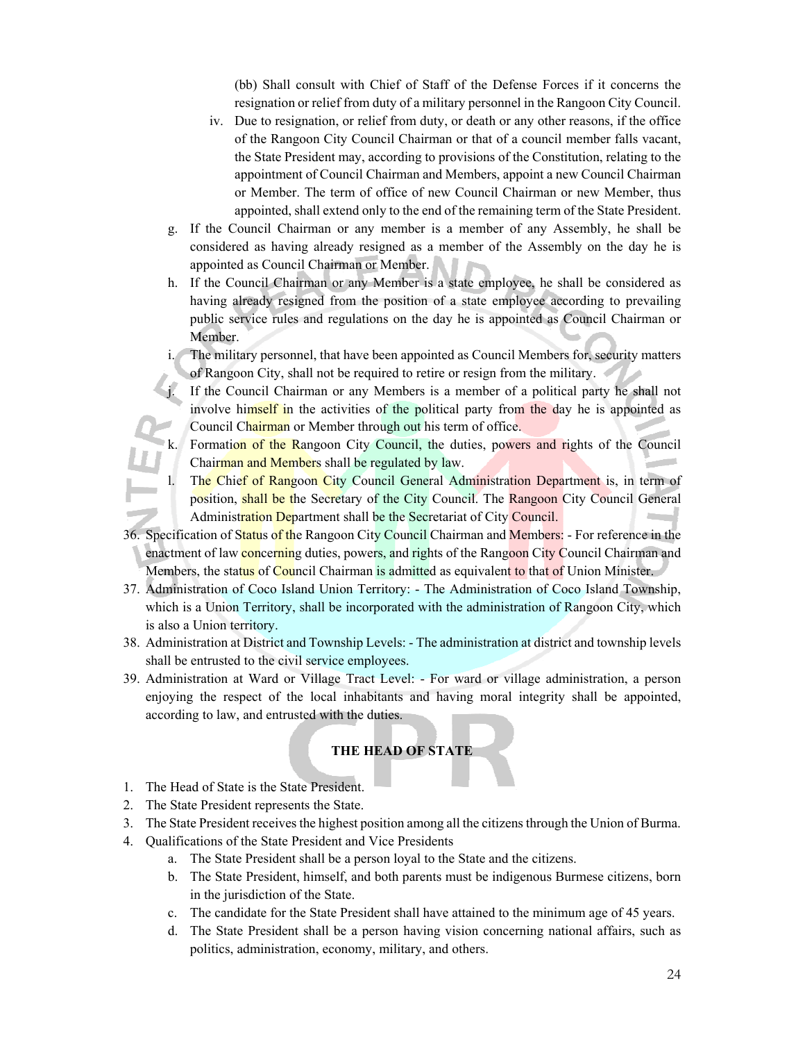(bb) Shall consult with Chief of Staff of the Defense Forces if it concerns the resignation or relief from duty of a military personnel in the Rangoon City Council.

iv. Due to resignation, or relief from duty, or death or any other reasons, if the office of the Rangoon City Council Chairman or that of a council member falls vacant, the State President may, according to provisions of the Constitution, relating to the appointment of Council Chairman and Members, appoint a new Council Chairman or Member. The term of office of new Council Chairman or new Member, thus appointed, shall extend only to the end of the remaining term of the State President.

g. If the Council Chairman or any member is a member of any Assembly, he shall be considered as having already resigned as a member of the Assembly on the day he is appointed as Council Chairman or Member.

h. If the Council Chairman or any Member is a state employee, he shall be considered as having already resigned from the position of a state employee according to prevailing public service rules and regulations on the day he is appointed as Council Chairman or Member.

i. The military personnel, that have been appointed as Council Members for, security matters of Rangoon City, shall not be required to retire or resign from the military.

j. If the Council Chairman or any Members is a member of a political party he shall not involve himself in the activities of the political party from the day he is appointed as Council Chairman or Member through out his term of office.

k. Formation of the Rangoon City Council, the duties, powers and rights of the Council Chairman and Members shall be regulated by law.

l. The Chief of Rangoon City Council General Administration Department is, in term of position, shall be the Secretary of the City Council. The Rangoon City Council General Administration Department shall be the Secretariat of City Council.

36. Specification of Status of the Rangoon City Council Chairman and Members: - For reference in the enactment of law concerning duties, powers, and rights of the Rangoon City Council Chairman and Members, the status of Council Chairman is admitted as equivalent to that of Union Minister.
37. Administration of Coco Island Union Territory: - The Administration of Coco Island Township, which is a Union Territory, shall be incorporated with the administration of Rangoon City, which is also a Union territory.
38. Administration at District and Township Levels: - The administration at district and township levels shall be entrusted to the civil service employees.
39. Administration at Ward or Village Tract Level: - For ward or village administration, a person enjoying the respect of the local inhabitants and having moral integrity shall be appointed, according to law, and entrusted with the duties.

## THE HEAD OF STATE

1. The Head of State is the State President.
2. The State President represents the State.
3. The State President receives the highest position among all the citizens through the Union of Burma.
4. Qualifications of the State President and Vice Presidents
   a. The State President shall be a person loyal to the State and the citizens.
   b. The State President, himself, and both parents must be indigenous Burmese citizens, born in the jurisdiction of the State.
   c. The candidate for the State President shall have attained to the minimum age of 45 years.
   d. The State President shall be a person having vision concerning national affairs, such as politics, administration, economy, military, and others.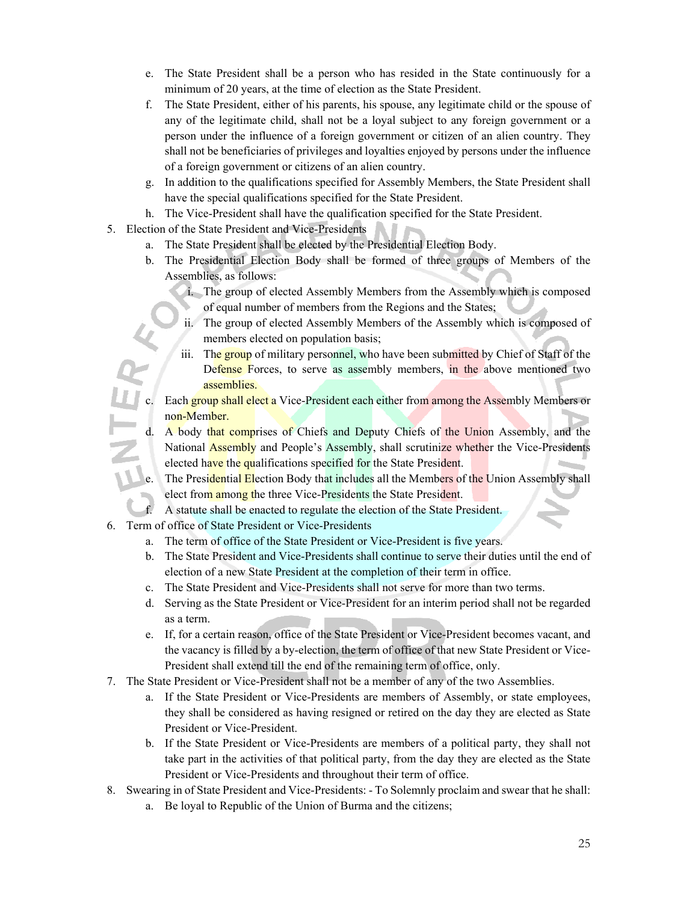e. The State President shall be a person who has resided in the State continuously for a minimum of 20 years, at the time of election as the State President.
  f. The State President, either of his parents, his spouse, any legitimate child or the spouse of any of the legitimate child, shall not be a loyal subject to any foreign government or a person under the influence of a foreign government or citizen of an alien country. They shall not be beneficiaries of privileges and loyalties enjoyed by persons under the influence of a foreign government or citizens of an alien country.
  g. In addition to the qualifications specified for Assembly Members, the State President shall have the special qualifications specified for the State President.
  h. The Vice-President shall have the qualification specified for the State President.

5. Election of the State President and Vice-Presidents
  a. The State President shall be elected by the Presidential Election Body.
  b. The Presidential Election Body shall be formed of three groups of Members of the Assemblies, as follows:
    i. The group of elected Assembly Members from the Assembly which is composed of equal number of members from the Regions and the States;
    ii. The group of elected Assembly Members of the Assembly which is composed of members elected on population basis;
    iii. The group of military personnel, who have been submitted by Chief of Staff of the Defense Forces, to serve as assembly members, in the above mentioned two assemblies.
  c. Each group shall elect a Vice-President each either from among the Assembly Members or non-Member.
  d. A body that comprises of Chiefs and Deputy Chiefs of the Union Assembly, and the National Assembly and People's Assembly, shall scrutinize whether the Vice-Presidents elected have the qualifications specified for the State President.
  e. The Presidential Election Body that includes all the Members of the Union Assembly shall elect from among the three Vice-Presidents the State President.
  f. A statute shall be enacted to regulate the election of the State President.

6. Term of office of State President or Vice-Presidents
  a. The term of office of the State President or Vice-President is five years.
  b. The State President and Vice-Presidents shall continue to serve their duties until the end of election of a new State President at the completion of their term in office.
  c. The State President and Vice-Presidents shall not serve for more than two terms.
  d. Serving as the State President or Vice-President for an interim period shall not be regarded as a term.
  e. If, for a certain reason, office of the State President or Vice-President becomes vacant, and the vacancy is filled by a by-election, the term of office of that new State President or Vice-President shall extend till the end of the remaining term of office, only.

7. The State President or Vice-President shall not be a member of any of the two Assemblies.
  a. If the State President or Vice-Presidents are members of Assembly, or state employees, they shall be considered as having resigned or retired on the day they are elected as State President or Vice-President.
  b. If the State President or Vice-Presidents are members of a political party, they shall not take part in the activities of that political party, from the day they are elected as the State President or Vice-Presidents and throughout their term of office.

8. Swearing in of State President and Vice-Presidents: - To Solemnly proclaim and swear that he shall:
  a. Be loyal to Republic of the Union of Burma and the citizens;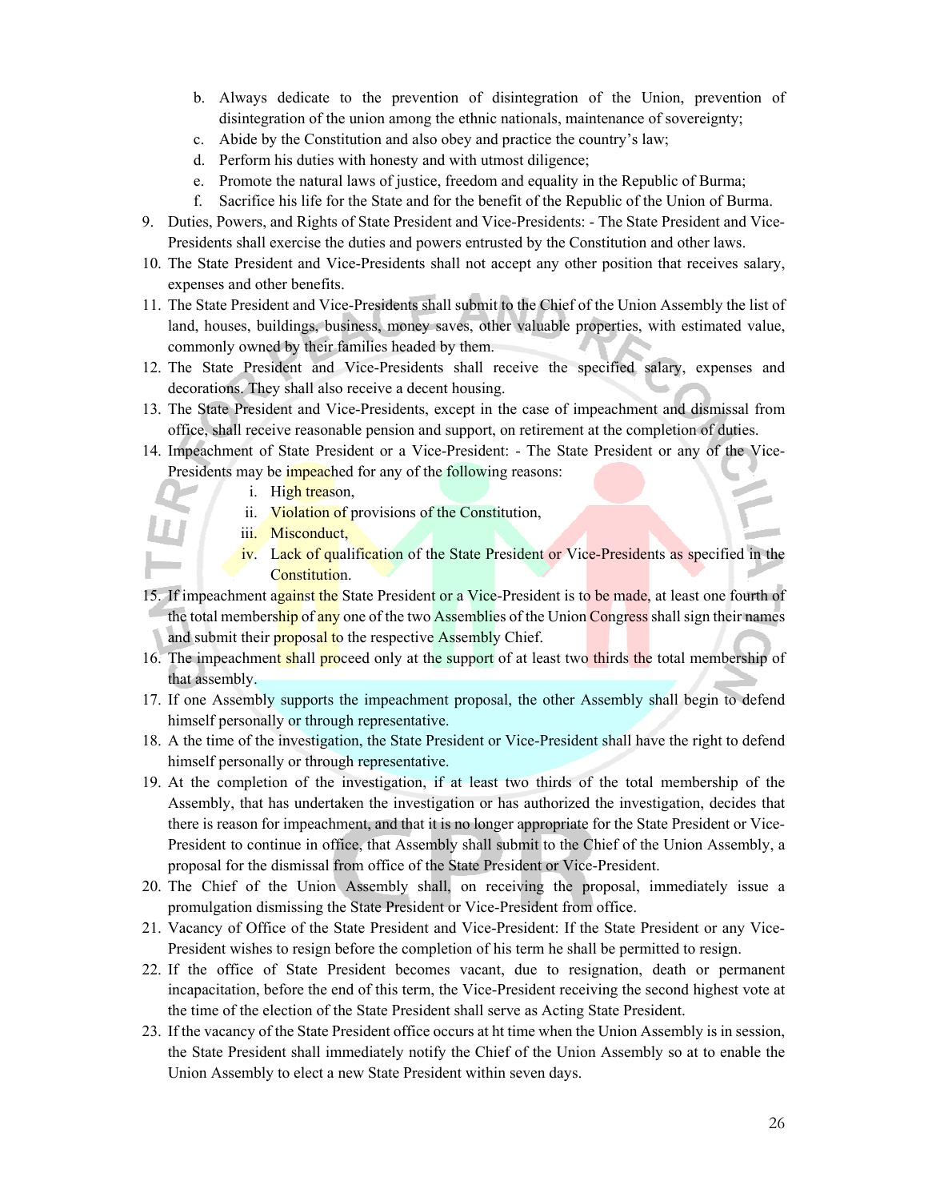b. Always dedicate to the prevention of disintegration of the Union, prevention of disintegration of the union among the ethnic nationals, maintenance of sovereignty;
c. Abide by the Constitution and also obey and practice the country's law;
d. Perform his duties with honesty and with utmost diligence;
e. Promote the natural laws of justice, freedom and equality in the Republic of Burma;
f. Sacrifice his life for the State and for the benefit of the Republic of the Union of Burma.

9. Duties, Powers, and Rights of State President and Vice-Presidents: - The State President and Vice-Presidents shall exercise the duties and powers entrusted by the Constitution and other laws.
10. The State President and Vice-Presidents shall not accept any other position that receives salary, expenses and other benefits.
11. The State President and Vice-Presidents shall submit to the Chief of the Union Assembly the list of land, houses, buildings, business, money saves, other valuable properties, with estimated value, commonly owned by their families headed by them.
12. The State President and Vice-Presidents shall receive the specified salary, expenses and decorations. They shall also receive a decent housing.
13. The State President and Vice-Presidents, except in the case of impeachment and dismissal from office, shall receive reasonable pension and support, on retirement at the completion of duties.
14. Impeachment of State President or a Vice-President: - The State President or any of the Vice-Presidents may be impeached for any of the following reasons:
    i. High treason,
    ii. Violation of provisions of the Constitution,
    iii. Misconduct,
    iv. Lack of qualification of the State President or Vice-Presidents as specified in the Constitution.
15. If impeachment against the State President or a Vice-President is to be made, at least one fourth of the total membership of any one of the two Assemblies of the Union Congress shall sign their names and submit their proposal to the respective Assembly Chief.
16. The impeachment shall proceed only at the support of at least two thirds the total membership of that assembly.
17. If one Assembly supports the impeachment proposal, the other Assembly shall begin to defend himself personally or through representative.
18. A the time of the investigation, the State President or Vice-President shall have the right to defend himself personally or through representative.
19. At the completion of the investigation, if at least two thirds of the total membership of the Assembly, that has undertaken the investigation or has authorized the investigation, decides that there is reason for impeachment, and that it is no longer appropriate for the State President or Vice-President to continue in office, that Assembly shall submit to the Chief of the Union Assembly, a proposal for the dismissal from office of the State President or Vice-President.
20. The Chief of the Union Assembly shall, on receiving the proposal, immediately issue a promulgation dismissing the State President or Vice-President from office.
21. Vacancy of Office of the State President and Vice-President: If the State President or any Vice-President wishes to resign before the completion of his term he shall be permitted to resign.
22. If the office of State President becomes vacant, due to resignation, death or permanent incapacitation, before the end of this term, the Vice-President receiving the second highest vote at the time of the election of the State President shall serve as Acting State President.
23. If the vacancy of the State President office occurs at ht time when the Union Assembly is in session, the State President shall immediately notify the Chief of the Union Assembly so at to enable the Union Assembly to elect a new State President within seven days.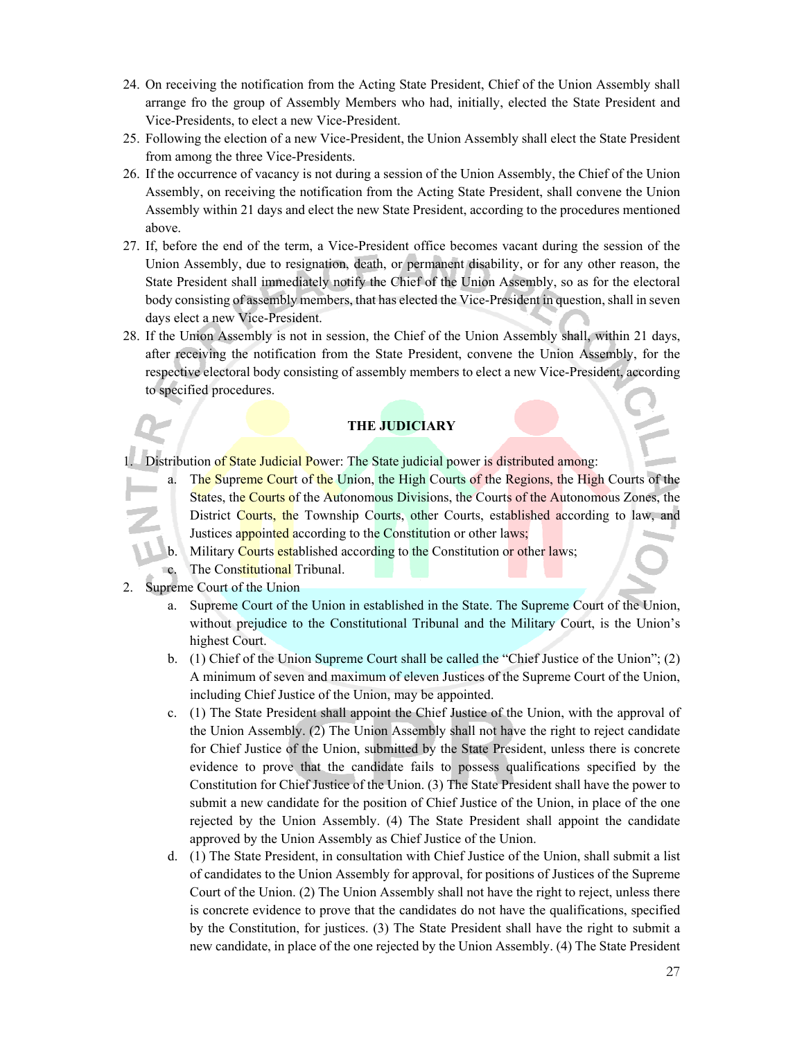24. On receiving the notification from the Acting State President, Chief of the Union Assembly shall arrange fro the group of Assembly Members who had, initially, elected the State President and Vice-Presidents, to elect a new Vice-President.
25. Following the election of a new Vice-President, the Union Assembly shall elect the State President from among the three Vice-Presidents.
26. If the occurrence of vacancy is not during a session of the Union Assembly, the Chief of the Union Assembly, on receiving the notification from the Acting State President, shall convene the Union Assembly within 21 days and elect the new State President, according to the procedures mentioned above.
27. If, before the end of the term, a Vice-President office becomes vacant during the session of the Union Assembly, due to resignation, death, or permanent disability, or for any other reason, the State President shall immediately notify the Chief of the Union Assembly, so as for the electoral body consisting of assembly members, that has elected the Vice-President in question, shall in seven days elect a new Vice-President.
28. If the Union Assembly is not in session, the Chief of the Union Assembly shall, within 21 days, after receiving the notification from the State President, convene the Union Assembly, for the respective electoral body consisting of assembly members to elect a new Vice-President, according to specified procedures.

**THE JUDICIARY**

1. Distribution of State Judicial Power: The State judicial power is distributed among:
   a. The Supreme Court of the Union, the High Courts of the Regions, the High Courts of the States, the Courts of the Autonomous Divisions, the Courts of the Autonomous Zones, the District Courts, the Township Courts, other Courts, established according to law, and Justices appointed according to the Constitution or other laws;
   b. Military Courts established according to the Constitution or other laws;
   c. The Constitutional Tribunal.
2. Supreme Court of the Union
   a. Supreme Court of the Union in established in the State. The Supreme Court of the Union, without prejudice to the Constitutional Tribunal and the Military Court, is the Union's highest Court.
   b. (1) Chief of the Union Supreme Court shall be called the "Chief Justice of the Union"; (2) A minimum of seven and maximum of eleven Justices of the Supreme Court of the Union, including Chief Justice of the Union, may be appointed.
   c. (1) The State President shall appoint the Chief Justice of the Union, with the approval of the Union Assembly. (2) The Union Assembly shall not have the right to reject candidate for Chief Justice of the Union, submitted by the State President, unless there is concrete evidence to prove that the candidate fails to possess qualifications specified by the Constitution for Chief Justice of the Union. (3) The State President shall have the power to submit a new candidate for the position of Chief Justice of the Union, in place of the one rejected by the Union Assembly. (4) The State President shall appoint the candidate approved by the Union Assembly as Chief Justice of the Union.
   d. (1) The State President, in consultation with Chief Justice of the Union, shall submit a list of candidates to the Union Assembly for approval, for positions of Justices of the Supreme Court of the Union. (2) The Union Assembly shall not have the right to reject, unless there is concrete evidence to prove that the candidates do not have the qualifications, specified by the Constitution, for justices. (3) The State President shall have the right to submit a new candidate, in place of the one rejected by the Union Assembly. (4) The State President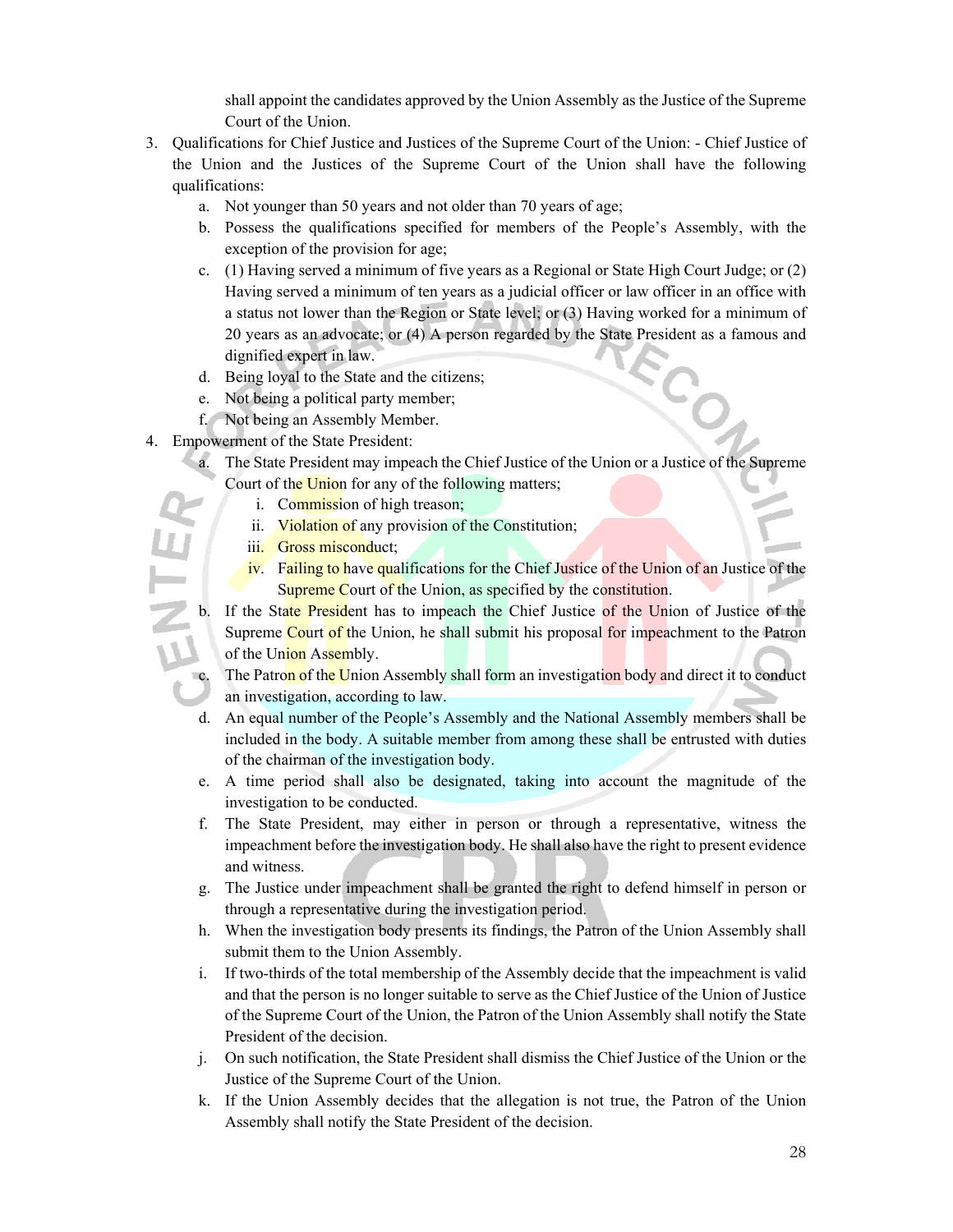shall appoint the candidates approved by the Union Assembly as the Justice of the Supreme Court of the Union.

3. Qualifications for Chief Justice and Justices of the Supreme Court of the Union: - Chief Justice of the Union and the Justices of the Supreme Court of the Union shall have the following qualifications:
   a. Not younger than 50 years and not older than 70 years of age;
   b. Possess the qualifications specified for members of the People's Assembly, with the exception of the provision for age;
   c. (1) Having served a minimum of five years as a Regional or State High Court Judge; or (2) Having served a minimum of ten years as a judicial officer or law officer in an office with a status not lower than the Region or State level; or (3) Having worked for a minimum of 20 years as an advocate; or (4) A person regarded by the State President as a famous and dignified expert in law.
   d. Being loyal to the State and the citizens;
   e. Not being a political party member;
   f. Not being an Assembly Member.
4. Empowerment of the State President:
   a. The State President may impeach the Chief Justice of the Union or a Justice of the Supreme Court of the Union for any of the following matters;
      i. Commission of high treason;
      ii. Violation of any provision of the Constitution;
      iii. Gross misconduct;
      iv. Failing to have qualifications for the Chief Justice of the Union of an Justice of the Supreme Court of the Union, as specified by the constitution.
   b. If the State President has to impeach the Chief Justice of the Union of Justice of the Supreme Court of the Union, he shall submit his proposal for impeachment to the Patron of the Union Assembly.
   c. The Patron of the Union Assembly shall form an investigation body and direct it to conduct an investigation, according to law.
   d. An equal number of the People's Assembly and the National Assembly members shall be included in the body. A suitable member from among these shall be entrusted with duties of the chairman of the investigation body.
   e. A time period shall also be designated, taking into account the magnitude of the investigation to be conducted.
   f. The State President, may either in person or through a representative, witness the impeachment before the investigation body. He shall also have the right to present evidence and witness.
   g. The Justice under impeachment shall be granted the right to defend himself in person or through a representative during the investigation period.
   h. When the investigation body presents its findings, the Patron of the Union Assembly shall submit them to the Union Assembly.
   i. If two-thirds of the total membership of the Assembly decide that the impeachment is valid and that the person is no longer suitable to serve as the Chief Justice of the Union of Justice of the Supreme Court of the Union, the Patron of the Union Assembly shall notify the State President of the decision.
   j. On such notification, the State President shall dismiss the Chief Justice of the Union or the Justice of the Supreme Court of the Union.
   k. If the Union Assembly decides that the allegation is not true, the Patron of the Union Assembly shall notify the State President of the decision.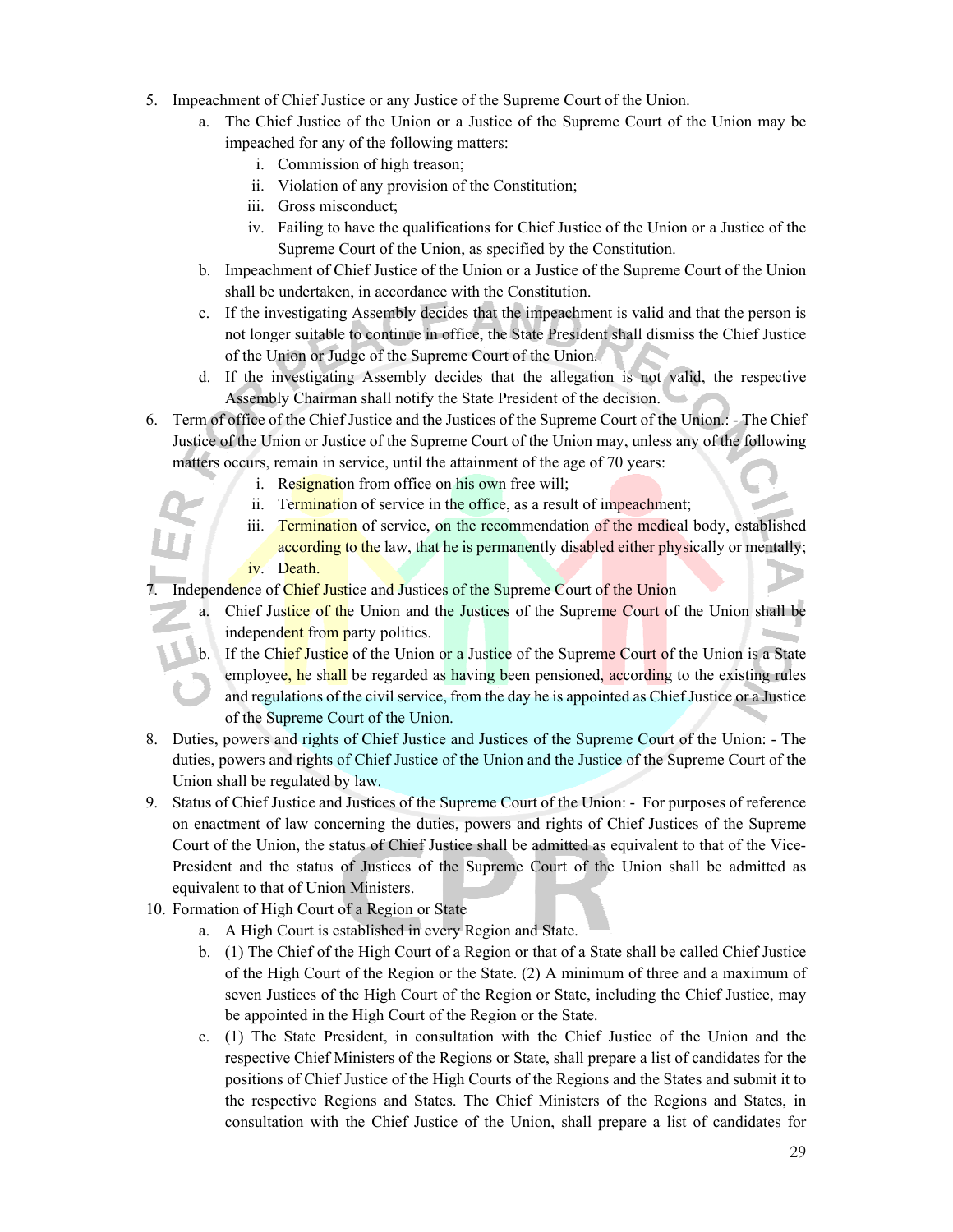5. Impeachment of Chief Justice or any Justice of the Supreme Court of the Union.
    a. The Chief Justice of the Union or a Justice of the Supreme Court of the Union may be impeached for any of the following matters:
        i. Commission of high treason;
        ii. Violation of any provision of the Constitution;
        iii. Gross misconduct;
        iv. Failing to have the qualifications for Chief Justice of the Union or a Justice of the Supreme Court of the Union, as specified by the Constitution.
    b. Impeachment of Chief Justice of the Union or a Justice of the Supreme Court of the Union shall be undertaken, in accordance with the Constitution.
    c. If the investigating Assembly decides that the impeachment is valid and that the person is not longer suitable to continue in office, the State President shall dismiss the Chief Justice of the Union or Judge of the Supreme Court of the Union.
    d. If the investigating Assembly decides that the allegation is not valid, the respective Assembly Chairman shall notify the State President of the decision.
6. Term of office of the Chief Justice and the Justices of the Supreme Court of the Union.: - The Chief Justice of the Union or Justice of the Supreme Court of the Union may, unless any of the following matters occurs, remain in service, until the attainment of the age of 70 years:
    i. Resignation from office on his own free will;
    ii. Termination of service in the office, as a result of impeachment;
    iii. Termination of service, on the recommendation of the medical body, established according to the law, that he is permanently disabled either physically or mentally;
    iv. Death.
7. Independence of Chief Justice and Justices of the Supreme Court of the Union
    a. Chief Justice of the Union and the Justices of the Supreme Court of the Union shall be independent from party politics.
    b. If the Chief Justice of the Union or a Justice of the Supreme Court of the Union is a State employee, he shall be regarded as having been pensioned, according to the existing rules and regulations of the civil service, from the day he is appointed as Chief Justice or a Justice of the Supreme Court of the Union.
8. Duties, powers and rights of Chief Justice and Justices of the Supreme Court of the Union: - The duties, powers and rights of Chief Justice of the Union and the Justice of the Supreme Court of the Union shall be regulated by law.
9. Status of Chief Justice and Justices of the Supreme Court of the Union: - For purposes of reference on enactment of law concerning the duties, powers and rights of Chief Justices of the Supreme Court of the Union, the status of Chief Justice shall be admitted as equivalent to that of the Vice-President and the status of Justices of the Supreme Court of the Union shall be admitted as equivalent to that of Union Ministers.
10. Formation of High Court of a Region or State
    a. A High Court is established in every Region and State.
    b. (1) The Chief of the High Court of a Region or that of a State shall be called Chief Justice of the High Court of the Region or the State. (2) A minimum of three and a maximum of seven Justices of the High Court of the Region or State, including the Chief Justice, may be appointed in the High Court of the Region or the State.
    c. (1) The State President, in consultation with the Chief Justice of the Union and the respective Chief Ministers of the Regions or State, shall prepare a list of candidates for the positions of Chief Justice of the High Courts of the Regions and the States and submit it to the respective Regions and States. The Chief Ministers of the Regions and States, in consultation with the Chief Justice of the Union, shall prepare a list of candidates for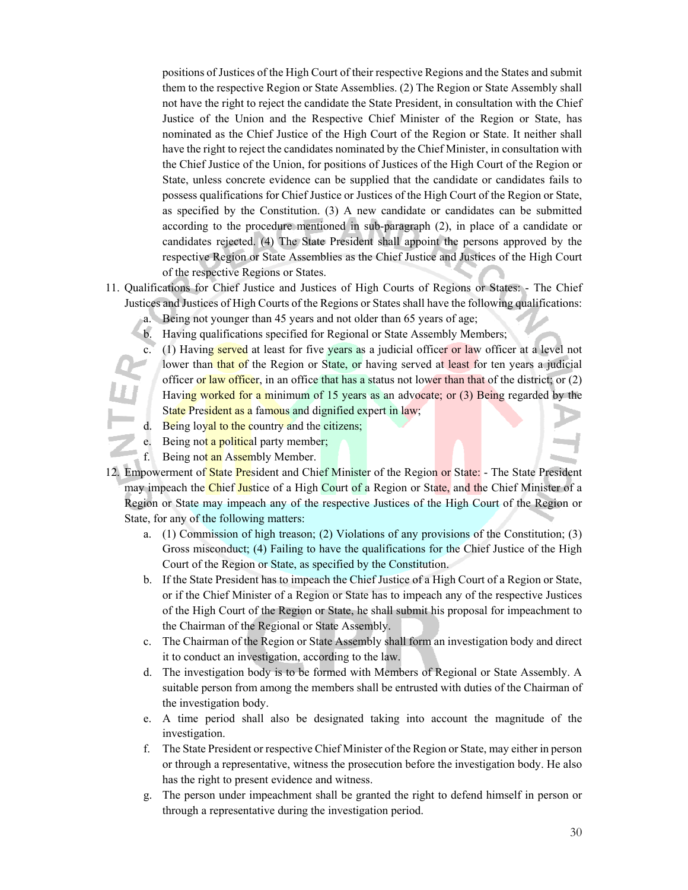positions of Justices of the High Court of their respective Regions and the States and submit them to the respective Region or State Assemblies. (2) The Region or State Assembly shall not have the right to reject the candidate the State President, in consultation with the Chief Justice of the Union and the Respective Chief Minister of the Region or State, has nominated as the Chief Justice of the High Court of the Region or State. It neither shall have the right to reject the candidates nominated by the Chief Minister, in consultation with the Chief Justice of the Union, for positions of Justices of the High Court of the Region or State, unless concrete evidence can be supplied that the candidate or candidates fails to possess qualifications for Chief Justice or Justices of the High Court of the Region or State, as specified by the Constitution. (3) A new candidate or candidates can be submitted according to the procedure mentioned in sub-paragraph (2), in place of a candidate or candidates rejected. (4) The State President shall appoint the persons approved by the respective Region or State Assemblies as the Chief Justice and Justices of the High Court of the respective Regions or States.

11. Qualifications for Chief Justice and Justices of High Courts of Regions or States: - The Chief Justices and Justices of High Courts of the Regions or States shall have the following qualifications:
    a. Being not younger than 45 years and not older than 65 years of age;
    b. Having qualifications specified for Regional or State Assembly Members;
    c. (1) Having served at least for five years as a judicial officer or law officer at a level not lower than that of the Region or State, or having served at least for ten years a judicial officer or law officer, in an office that has a status not lower than that of the district; or (2) Having worked for a minimum of 15 years as an advocate; or (3) Being regarded by the State President as a famous and dignified expert in law;
    d. Being loyal to the country and the citizens;
    e. Being not a political party member;
    f. Being not an Assembly Member.
12. Empowerment of State President and Chief Minister of the Region or State: - The State President may impeach the Chief Justice of a High Court of a Region or State, and the Chief Minister of a Region or State may impeach any of the respective Justices of the High Court of the Region or State, for any of the following matters:
    a. (1) Commission of high treason; (2) Violations of any provisions of the Constitution; (3) Gross misconduct; (4) Failing to have the qualifications for the Chief Justice of the High Court of the Region or State, as specified by the Constitution.
    b. If the State President has to impeach the Chief Justice of a High Court of a Region or State, or if the Chief Minister of a Region or State has to impeach any of the respective Justices of the High Court of the Region or State, he shall submit his proposal for impeachment to the Chairman of the Regional or State Assembly.
    c. The Chairman of the Region or State Assembly shall form an investigation body and direct it to conduct an investigation, according to the law.
    d. The investigation body is to be formed with Members of Regional or State Assembly. A suitable person from among the members shall be entrusted with duties of the Chairman of the investigation body.
    e. A time period shall also be designated taking into account the magnitude of the investigation.
    f. The State President or respective Chief Minister of the Region or State, may either in person or through a representative, witness the prosecution before the investigation body. He also has the right to present evidence and witness.
    g. The person under impeachment shall be granted the right to defend himself in person or through a representative during the investigation period.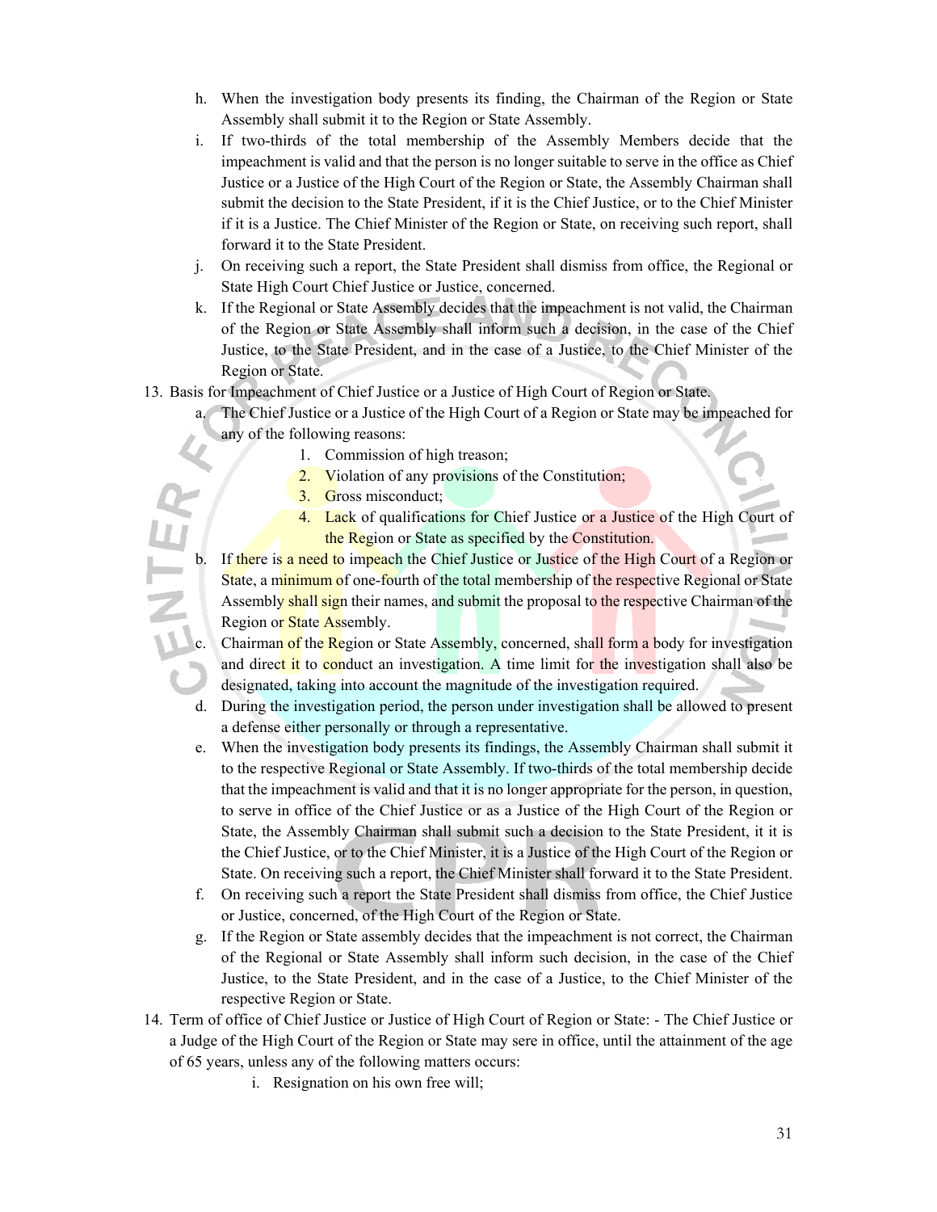h. When the investigation body presents its finding, the Chairman of the Region or State Assembly shall submit it to the Region or State Assembly.

i. If two-thirds of the total membership of the Assembly Members decide that the impeachment is valid and that the person is no longer suitable to serve in the office as Chief Justice or a Justice of the High Court of the Region or State, the Assembly Chairman shall submit the decision to the State President, if it is the Chief Justice, or to the Chief Minister if it is a Justice. The Chief Minister of the Region or State, on receiving such report, shall forward it to the State President.

j. On receiving such a report, the State President shall dismiss from office, the Regional or State High Court Chief Justice or Justice, concerned.

k. If the Regional or State Assembly decides that the impeachment is not valid, the Chairman of the Region or State Assembly shall inform such a decision, in the case of the Chief Justice, to the State President, and in the case of a Justice, to the Chief Minister of the Region or State.

13. Basis for Impeachment of Chief Justice or a Justice of High Court of Region or State.

    a. The Chief Justice or a Justice of the High Court of a Region or State may be impeached for any of the following reasons:

        1. Commission of high treason;
        2. Violation of any provisions of the Constitution;
        3. Gross misconduct;
        4. Lack of qualifications for Chief Justice or a Justice of the High Court of the Region or State as specified by the Constitution.

    b. If there is a need to impeach the Chief Justice or Justice of the High Court of a Region or State, a minimum of one-fourth of the total membership of the respective Regional or State Assembly shall sign their names, and submit the proposal to the respective Chairman of the Region or State Assembly.

    c. Chairman of the Region or State Assembly, concerned, shall form a body for investigation and direct it to conduct an investigation. A time limit for the investigation shall also be designated, taking into account the magnitude of the investigation required.

    d. During the investigation period, the person under investigation shall be allowed to present a defense either personally or through a representative.

    e. When the investigation body presents its findings, the Assembly Chairman shall submit it to the respective Regional or State Assembly. If two-thirds of the total membership decide that the impeachment is valid and that it is no longer appropriate for the person, in question, to serve in office of the Chief Justice or as a Justice of the High Court of the Region or State, the Assembly Chairman shall submit such a decision to the State President, it it is the Chief Justice, or to the Chief Minister, it is a Justice of the High Court of the Region or State. On receiving such a report, the Chief Minister shall forward it to the State President.

    f. On receiving such a report the State President shall dismiss from office, the Chief Justice or Justice, concerned, of the High Court of the Region or State.

    g. If the Region or State assembly decides that the impeachment is not correct, the Chairman of the Regional or State Assembly shall inform such decision, in the case of the Chief Justice, to the State President, and in the case of a Justice, to the Chief Minister of the respective Region or State.

14. Term of office of Chief Justice or Justice of High Court of Region or State: - The Chief Justice or a Judge of the High Court of the Region or State may sere in office, until the attainment of the age of 65 years, unless any of the following matters occurs:

        i. Resignation on his own free will;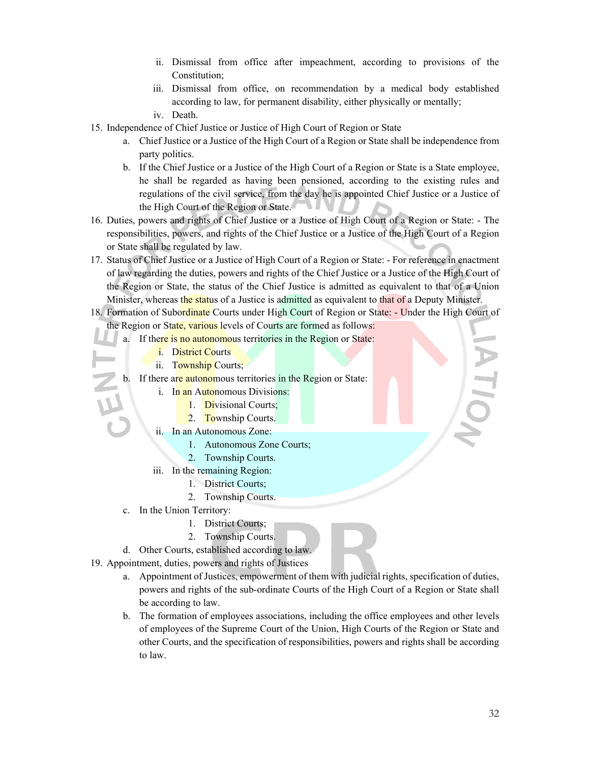ii. Dismissal from office after impeachment, according to provisions of the Constitution;
   iii. Dismissal from office, on recommendation by a medical body established according to law, for permanent disability, either physically or mentally;
   iv. Death.

15. Independence of Chief Justice or Justice of High Court of Region or State
    a. Chief Justice or a Justice of the High Court of a Region or State shall be independence from party politics.
    b. If the Chief Justice or a Justice of the High Court of a Region or State is a State employee, he shall be regarded as having been pensioned, according to the existing rules and regulations of the civil service, from the day he is appointed Chief Justice or a Justice of the High Court of the Region or State.
16. Duties, powers and rights of Chief Justice or a Justice of High Court of a Region or State: - The responsibilities, powers, and rights of the Chief Justice or a Justice of the High Court of a Region or State shall be regulated by law.
17. Status of Chief Justice or a Justice of High Court of a Region or State: - For reference in enactment of law regarding the duties, powers and rights of the Chief Justice or a Justice of the High Court of the Region or State, the status of the Chief Justice is admitted as equivalent to that of a Union Minister, whereas the status of a Justice is admitted as equivalent to that of a Deputy Minister.
18. Formation of Subordinate Courts under High Court of Region or State: - Under the High Court of the Region or State, various levels of Courts are formed as follows:
    a. If there is no autonomous territories in the Region or State:
       i. District Courts
       ii. Township Courts;
    b. If there are autonomous territories in the Region or State:
       i. In an Autonomous Divisions:
          1. Divisional Courts;
          2. Township Courts.
       ii. In an Autonomous Zone:
          1. Autonomous Zone Courts;
          2. Township Courts.
       iii. In the remaining Region:
          1. District Courts;
          2. Township Courts.
    c. In the Union Territory:
          1. District Courts;
          2. Township Courts.
    d. Other Courts, established according to law.
19. Appointment, duties, powers and rights of Justices
    a. Appointment of Justices, empowerment of them with judicial rights, specification of duties, powers and rights of the sub-ordinate Courts of the High Court of a Region or State shall be according to law.
    b. The formation of employees associations, including the office employees and other levels of employees of the Supreme Court of the Union, High Courts of the Region or State and other Courts, and the specification of responsibilities, powers and rights shall be according to law.